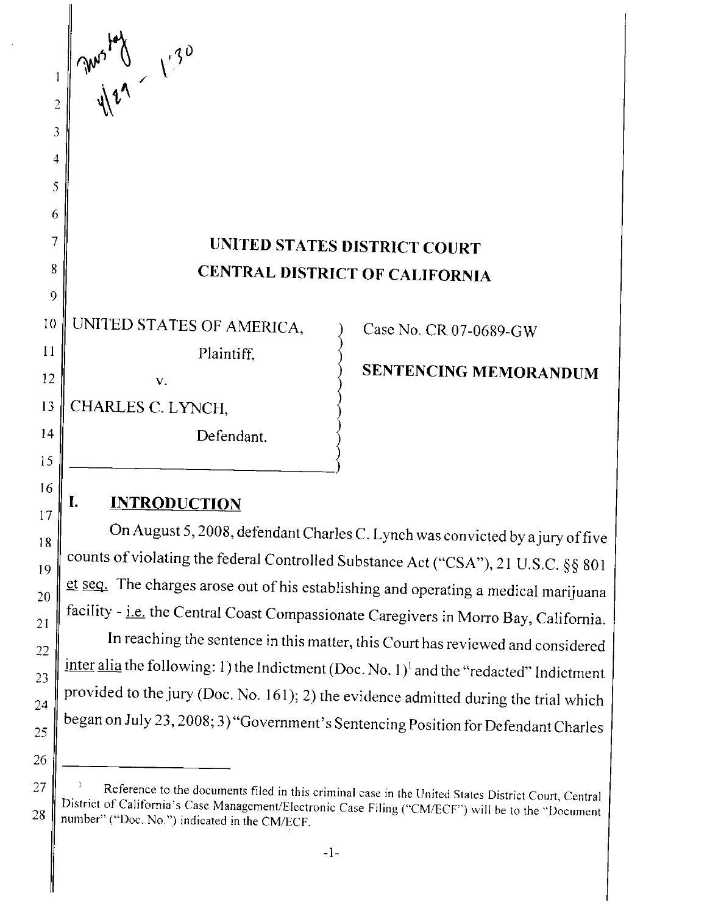UNITED STATES DISTRICT COURT
CENTRAL DISTRICT OF CALIFORNIA

UNITED STATES OF AMERICA,
Plaintiff,
v.
CHARLES C. LYNCH,
Defendant.

Case No. CR 07-0689-GW

**SENTENCING MEMORANDUM**

## I. INTRODUCTION

On August 5, 2008, defendant Charles C. Lynch was convicted by a jury of five counts of violating the federal Controlled Substance Act ("CSA"), 21 U.S.C. §§ 801 et seq. The charges arose out of his establishing and operating a medical marijuana facility - i.e. the Central Coast Compassionate Caregivers in Morro Bay, California.

In reaching the sentence in this matter, this Court has reviewed and considered inter alia the following: 1) the Indictment (Doc. No. 1)[1] and the "redacted" Indictment provided to the jury (Doc. No. 161); 2) the evidence admitted during the trial which began on July 23, 2008; 3) "Government's Sentencing Position for Defendant Charles

[1] Reference to the documents filed in this criminal case in the United States District Court, Central District of California's Case Management/Electronic Case Filing ("CM/ECF") will be to the "Document number" ("Doc. No.") indicated in the CM/ECF.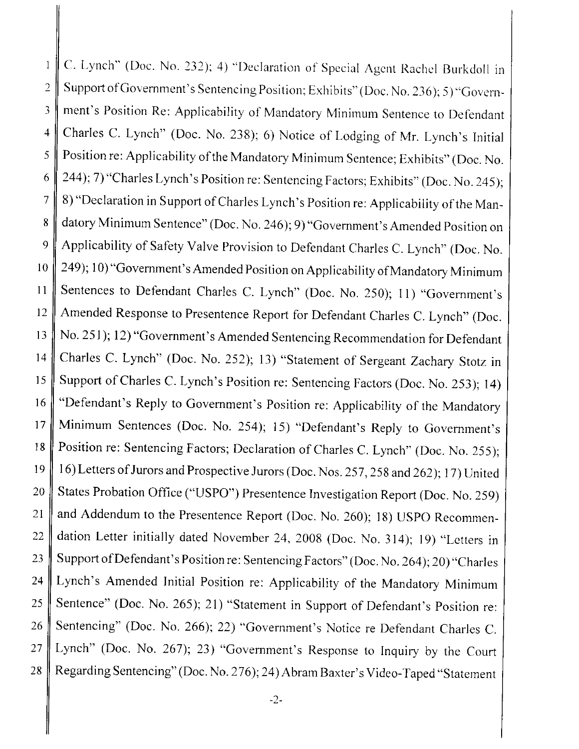C. Lynch" (Doc. No. 232); 4) "Declaration of Special Agent Rachel Burkdoll in Support of Government's Sentencing Position; Exhibits" (Doc. No. 236); 5) "Government's Position Re: Applicability of Mandatory Minimum Sentence to Defendant Charles C. Lynch" (Doc. No. 238); 6) Notice of Lodging of Mr. Lynch's Initial Position re: Applicability of the Mandatory Minimum Sentence; Exhibits" (Doc. No. 244); 7) "Charles Lynch's Position re: Sentencing Factors; Exhibits" (Doc. No. 245); 8) "Declaration in Support of Charles Lynch's Position re: Applicability of the Mandatory Minimum Sentence" (Doc. No. 246); 9) "Government's Amended Position on Applicability of Safety Valve Provision to Defendant Charles C. Lynch" (Doc. No. 249); 10) "Government's Amended Position on Applicability of Mandatory Minimum Sentences to Defendant Charles C. Lynch" (Doc. No. 250); 11) "Government's Amended Response to Presentence Report for Defendant Charles C. Lynch" (Doc. No. 251); 12) "Government's Amended Sentencing Recommendation for Defendant Charles C. Lynch" (Doc. No. 252); 13) "Statement of Sergeant Zachary Stotz in Support of Charles C. Lynch's Position re: Sentencing Factors (Doc. No. 253); 14) "Defendant's Reply to Government's Position re: Applicability of the Mandatory Minimum Sentences (Doc. No. 254); 15) "Defendant's Reply to Government's Position re: Sentencing Factors; Declaration of Charles C. Lynch" (Doc. No. 255); 16) Letters of Jurors and Prospective Jurors (Doc. Nos. 257, 258 and 262); 17) United States Probation Office ("USPO") Presentence Investigation Report (Doc. No. 259) and Addendum to the Presentence Report (Doc. No. 260); 18) USPO Recommendation Letter initially dated November 24, 2008 (Doc. No. 314); 19) "Letters in Support of Defendant's Position re: Sentencing Factors" (Doc. No. 264); 20) "Charles Lynch's Amended Initial Position re: Applicability of the Mandatory Minimum Sentence" (Doc. No. 265); 21) "Statement in Support of Defendant's Position re: Sentencing" (Doc. No. 266); 22) "Government's Notice re Defendant Charles C. Lynch" (Doc. No. 267); 23) "Government's Response to Inquiry by the Court Regarding Sentencing" (Doc. No. 276); 24) Abram Baxter's Video-Taped "Statement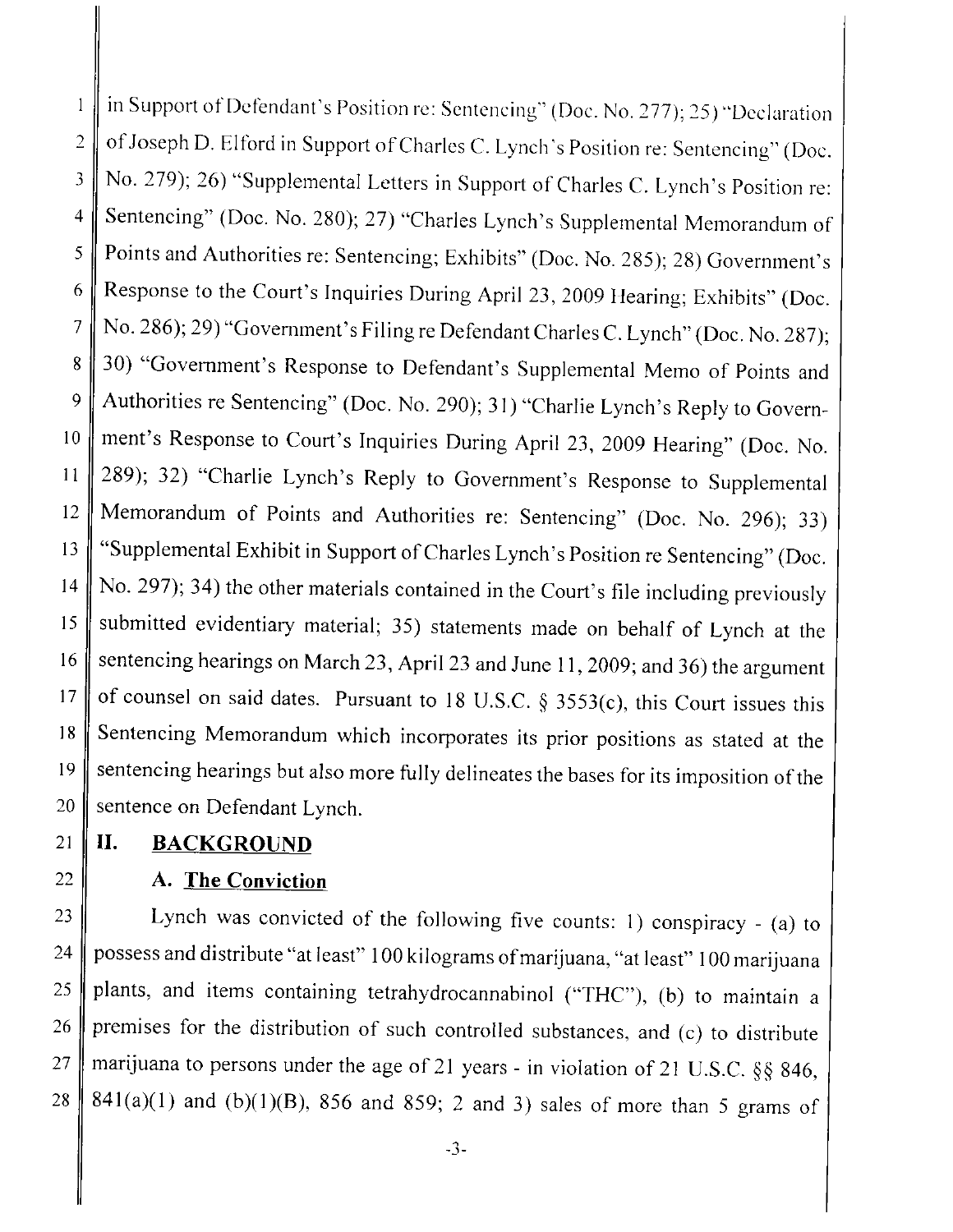in Support of Defendant's Position re: Sentencing" (Doc. No. 277); 25) "Declaration of Joseph D. Elford in Support of Charles C. Lynch's Position re: Sentencing" (Doc. No. 279); 26) "Supplemental Letters in Support of Charles C. Lynch's Position re: Sentencing" (Doc. No. 280); 27) "Charles Lynch's Supplemental Memorandum of Points and Authorities re: Sentencing; Exhibits" (Doc. No. 285); 28) Government's Response to the Court's Inquiries During April 23, 2009 Hearing; Exhibits" (Doc. No. 286); 29) "Government's Filing re Defendant Charles C. Lynch" (Doc. No. 287); 30) "Government's Response to Defendant's Supplemental Memo of Points and Authorities re Sentencing" (Doc. No. 290); 31) "Charlie Lynch's Reply to Government's Response to Court's Inquiries During April 23, 2009 Hearing" (Doc. No. 289); 32) "Charlie Lynch's Reply to Government's Response to Supplemental Memorandum of Points and Authorities re: Sentencing" (Doc. No. 296); 33) "Supplemental Exhibit in Support of Charles Lynch's Position re Sentencing" (Doc. No. 297); 34) the other materials contained in the Court's file including previously submitted evidentiary material; 35) statements made on behalf of Lynch at the sentencing hearings on March 23, April 23 and June 11, 2009; and 36) the argument of counsel on said dates. Pursuant to 18 U.S.C. § 3553(c), this Court issues this Sentencing Memorandum which incorporates its prior positions as stated at the sentencing hearings but also more fully delineates the bases for its imposition of the sentence on Defendant Lynch.

## II. BACKGROUND

### A. The Conviction

Lynch was convicted of the following five counts: 1) conspiracy - (a) to possess and distribute "at least" 100 kilograms of marijuana, "at least" 100 marijuana plants, and items containing tetrahydrocannabinol ("THC"), (b) to maintain a premises for the distribution of such controlled substances, and (c) to distribute marijuana to persons under the age of 21 years - in violation of 21 U.S.C. §§ 846, 841(a)(1) and (b)(1)(B), 856 and 859; 2 and 3) sales of more than 5 grams of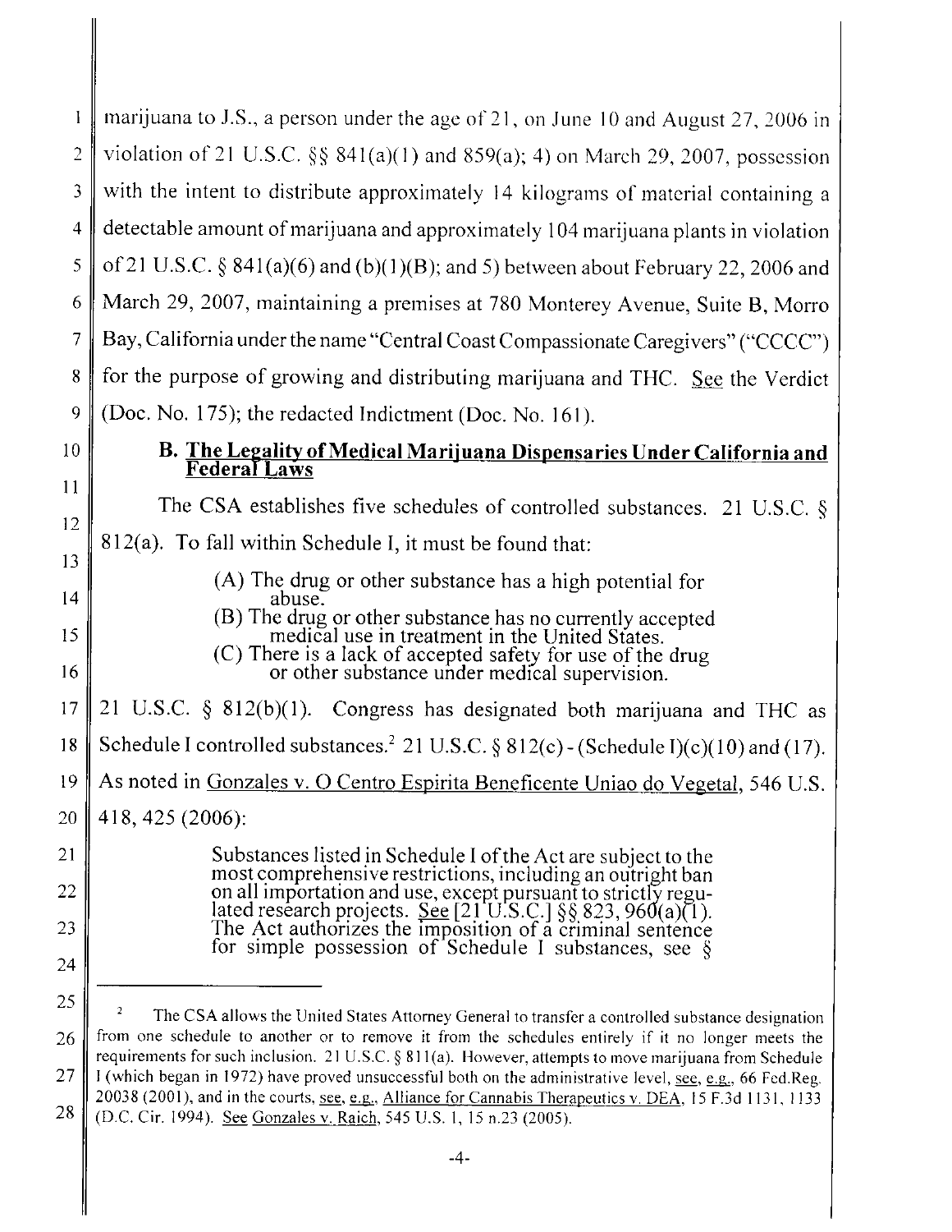marijuana to J.S., a person under the age of 21, on June 10 and August 27, 2006 in violation of 21 U.S.C. §§ 841(a)(1) and 859(a); 4) on March 29, 2007, possession with the intent to distribute approximately 14 kilograms of material containing a detectable amount of marijuana and approximately 104 marijuana plants in violation of 21 U.S.C. § 841(a)(6) and (b)(1)(B); and 5) between about February 22, 2006 and March 29, 2007, maintaining a premises at 780 Monterey Avenue, Suite B, Morro Bay, California under the name "Central Coast Compassionate Caregivers" ("CCCC") for the purpose of growing and distributing marijuana and THC. See the Verdict (Doc. No. 175); the redacted Indictment (Doc. No. 161).

### B. The Legality of Medical Marijuana Dispensaries Under California and Federal Laws

The CSA establishes five schedules of controlled substances. 21 U.S.C. § 812(a). To fall within Schedule I, it must be found that:

> (A) The drug or other substance has a high potential for abuse.
> (B) The drug or other substance has no currently accepted medical use in treatment in the United States.
> (C) There is a lack of accepted safety for use of the drug or other substance under medical supervision.

21 U.S.C. § 812(b)(1). Congress has designated both marijuana and THC as Schedule I controlled substances.[2] 21 U.S.C. § 812(c) - (Schedule I)(c)(10) and (17). As noted in Gonzales v. O Centro Espirita Beneficente Uniao do Vegetal, 546 U.S. 418, 425 (2006):

> Substances listed in Schedule I of the Act are subject to the most comprehensive restrictions, including an outright ban on all importation and use, except pursuant to strictly regulated research projects. See [21 U.S.C.] §§ 823, 960(a)(1). The Act authorizes the imposition of a criminal sentence for simple possession of Schedule I substances, see §

---

[2] The CSA allows the United States Attorney General to transfer a controlled substance designation from one schedule to another or to remove it from the schedules entirely if it no longer meets the requirements for such inclusion. 21 U.S.C. § 811(a). However, attempts to move marijuana from Schedule I (which began in 1972) have proved unsuccessful both on the administrative level, see, e.g., 66 Fed.Reg. 20038 (2001), and in the courts, see, e.g., Alliance for Cannabis Therapeutics v. DEA, 15 F.3d 1131, 1133 (D.C. Cir. 1994). See Gonzales v. Raich, 545 U.S. 1, 15 n.23 (2005).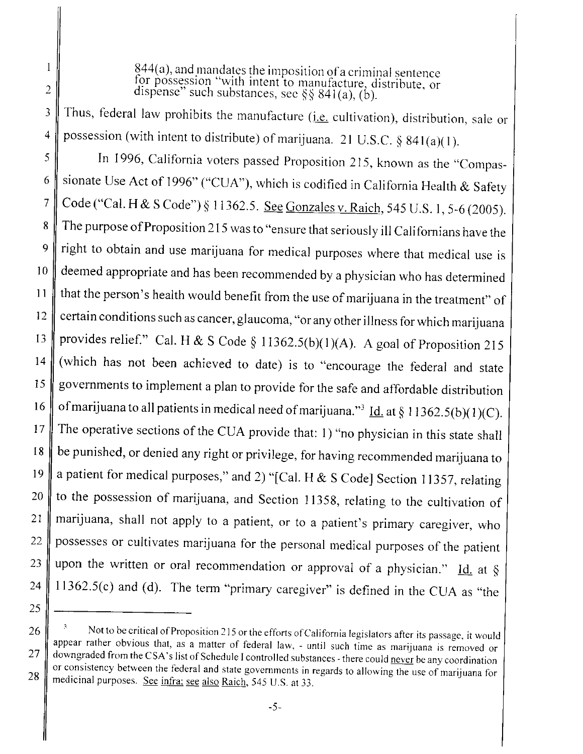844(a), and mandates the imposition of a criminal sentence for possession "with intent to manufacture, distribute, or dispense" such substances, see §§ 841(a), (b).

Thus, federal law prohibits the manufacture (i.e. cultivation), distribution, sale or possession (with intent to distribute) of marijuana. 21 U.S.C. § 841(a)(1).

In 1996, California voters passed Proposition 215, known as the "Compassionate Use Act of 1996" ("CUA"), which is codified in California Health & Safety Code ("Cal. H & S Code") § 11362.5. See Gonzales v. Raich, 545 U.S. 1, 5-6 (2005). The purpose of Proposition 215 was to "ensure that seriously ill Californians have the right to obtain and use marijuana for medical purposes where that medical use is deemed appropriate and has been recommended by a physician who has determined that the person's health would benefit from the use of marijuana in the treatment" of certain conditions such as cancer, glaucoma, "or any other illness for which marijuana provides relief." Cal. H & S Code § 11362.5(b)(1)(A). A goal of Proposition 215 (which has not been achieved to date) is to "encourage the federal and state governments to implement a plan to provide for the safe and affordable distribution of marijuana to all patients in medical need of marijuana."[3] Id. at § 11362.5(b)(1)(C). The operative sections of the CUA provide that: 1) "no physician in this state shall be punished, or denied any right or privilege, for having recommended marijuana to a patient for medical purposes," and 2) "[Cal. H & S Code] Section 11357, relating to the possession of marijuana, and Section 11358, relating to the cultivation of marijuana, shall not apply to a patient, or to a patient's primary caregiver, who possesses or cultivates marijuana for the personal medical purposes of the patient upon the written or oral recommendation or approval of a physician." Id. at § 11362.5(c) and (d). The term "primary caregiver" is defined in the CUA as "the

---

[3] Not to be critical of Proposition 215 or the efforts of California legislators after its passage, it would appear rather obvious that, as a matter of federal law, - until such time as marijuana is removed or downgraded from the CSA's list of Schedule I controlled substances - there could never be any coordination or consistency between the federal and state governments in regards to allowing the use of marijuana for medicinal purposes. See infra; see also Raich, 545 U.S. at 33.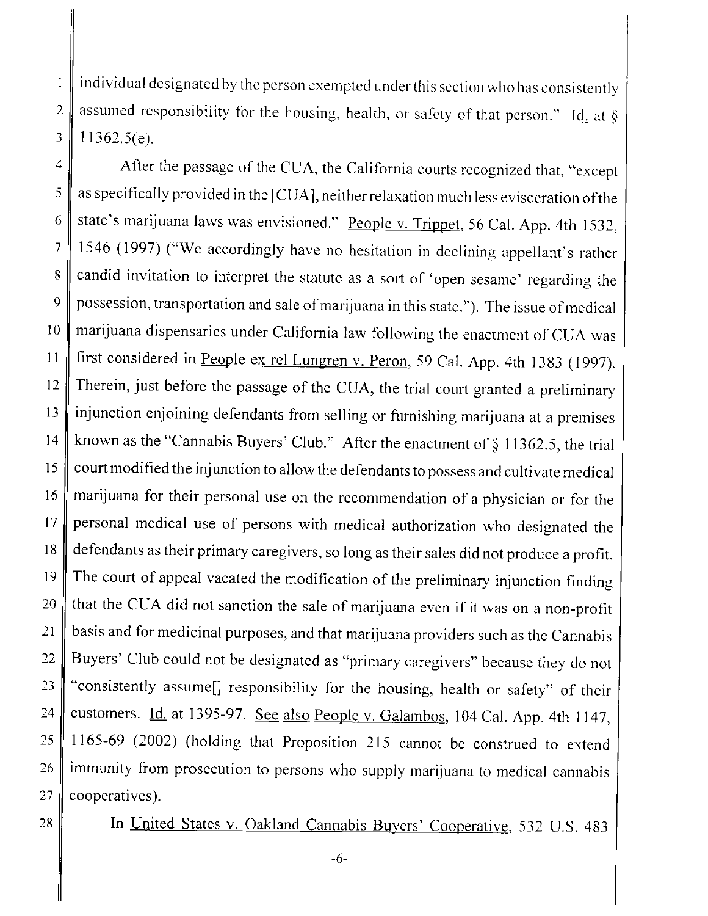individual designated by the person exempted under this section who has consistently assumed responsibility for the housing, health, or safety of that person." Id. at § 11362.5(e).

After the passage of the CUA, the California courts recognized that, "except as specifically provided in the [CUA], neither relaxation much less evisceration of the state's marijuana laws was envisioned." People v. Trippet, 56 Cal. App. 4th 1532, 1546 (1997) ("We accordingly have no hesitation in declining appellant's rather candid invitation to interpret the statute as a sort of 'open sesame' regarding the possession, transportation and sale of marijuana in this state."). The issue of medical marijuana dispensaries under California law following the enactment of CUA was first considered in People ex rel Lungren v. Peron, 59 Cal. App. 4th 1383 (1997). Therein, just before the passage of the CUA, the trial court granted a preliminary injunction enjoining defendants from selling or furnishing marijuana at a premises known as the "Cannabis Buyers' Club." After the enactment of § 11362.5, the trial court modified the injunction to allow the defendants to possess and cultivate medical marijuana for their personal use on the recommendation of a physician or for the personal medical use of persons with medical authorization who designated the defendants as their primary caregivers, so long as their sales did not produce a profit. The court of appeal vacated the modification of the preliminary injunction finding that the CUA did not sanction the sale of marijuana even if it was on a non-profit basis and for medicinal purposes, and that marijuana providers such as the Cannabis Buyers' Club could not be designated as "primary caregivers" because they do not "consistently assume[] responsibility for the housing, health or safety" of their customers. Id. at 1395-97. See also People v. Galambos, 104 Cal. App. 4th 1147, 1165-69 (2002) (holding that Proposition 215 cannot be construed to extend immunity from prosecution to persons who supply marijuana to medical cannabis cooperatives).

In United States v. Oakland Cannabis Buyers' Cooperative, 532 U.S. 483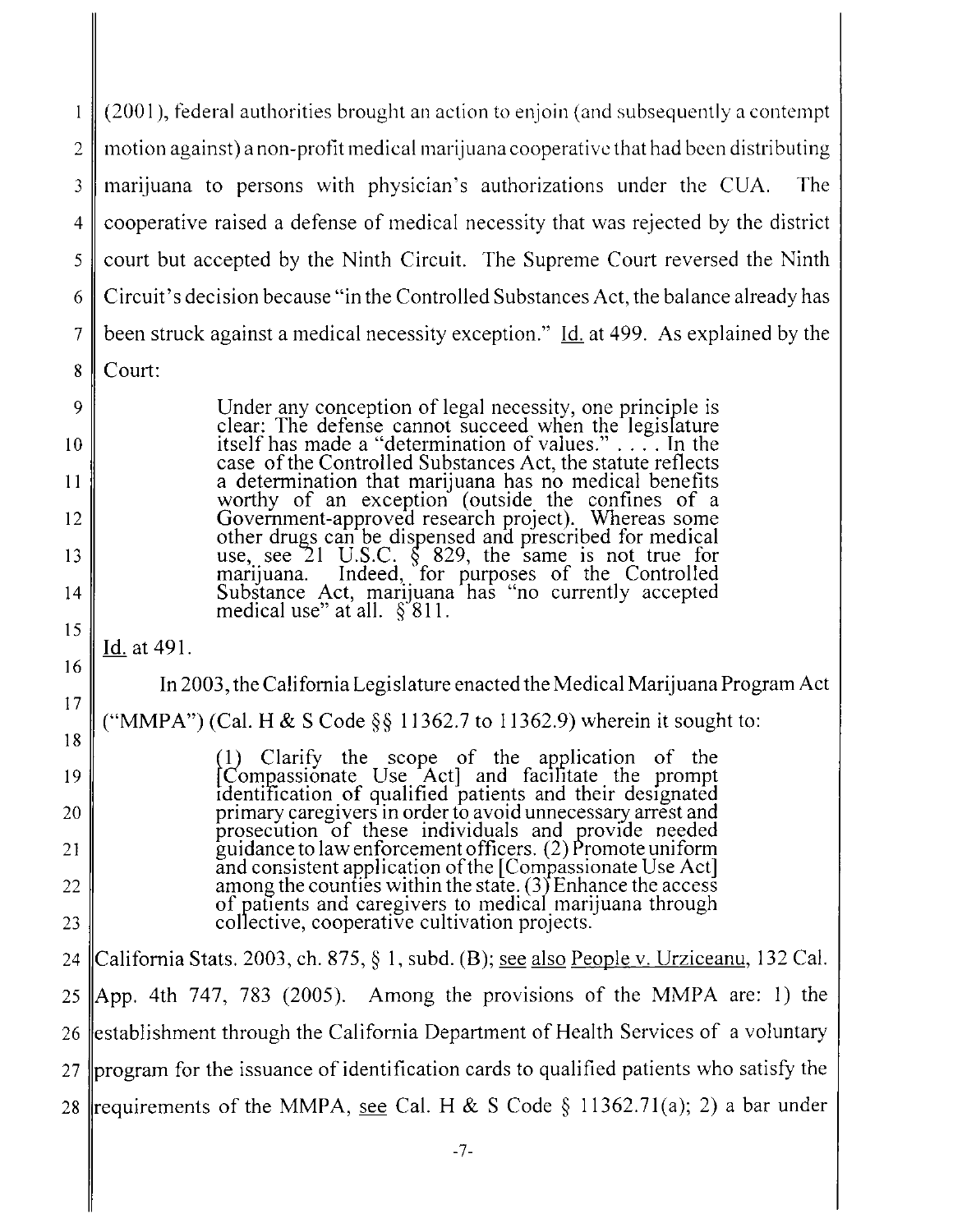(2001), federal authorities brought an action to enjoin (and subsequently a contempt motion against) a non-profit medical marijuana cooperative that had been distributing marijuana to persons with physician's authorizations under the CUA. The cooperative raised a defense of medical necessity that was rejected by the district court but accepted by the Ninth Circuit. The Supreme Court reversed the Ninth Circuit's decision because "in the Controlled Substances Act, the balance already has been struck against a medical necessity exception." Id. at 499. As explained by the Court:

> Under any conception of legal necessity, one principle is clear: The defense cannot succeed when the legislature itself has made a "determination of values." . . . . In the case of the Controlled Substances Act, the statute reflects a determination that marijuana has no medical benefits worthy of an exception (outside the confines of a Government-approved research project). Whereas some other drugs can be dispensed and prescribed for medical use, see 21 U.S.C. § 829, the same is not true for marijuana. Indeed, for purposes of the Controlled Substance Act, marijuana has "no currently accepted medical use" at all. § 811.

Id. at 491.

In 2003, the California Legislature enacted the Medical Marijuana Program Act ("MMPA") (Cal. H & S Code §§ 11362.7 to 11362.9) wherein it sought to:

> (1) Clarify the scope of the application of the [Compassionate Use Act] and facilitate the prompt identification of qualified patients and their designated primary caregivers in order to avoid unnecessary arrest and prosecution of these individuals and provide needed guidance to law enforcement officers. (2) Promote uniform and consistent application of the [Compassionate Use Act] among the counties within the state. (3) Enhance the access of patients and caregivers to medical marijuana through collective, cooperative cultivation projects.

California Stats. 2003, ch. 875, § 1, subd. (B); see also People v. Urziceanu, 132 Cal. App. 4th 747, 783 (2005). Among the provisions of the MMPA are: 1) the establishment through the California Department of Health Services of a voluntary program for the issuance of identification cards to qualified patients who satisfy the requirements of the MMPA, see Cal. H & S Code § 11362.71(a); 2) a bar under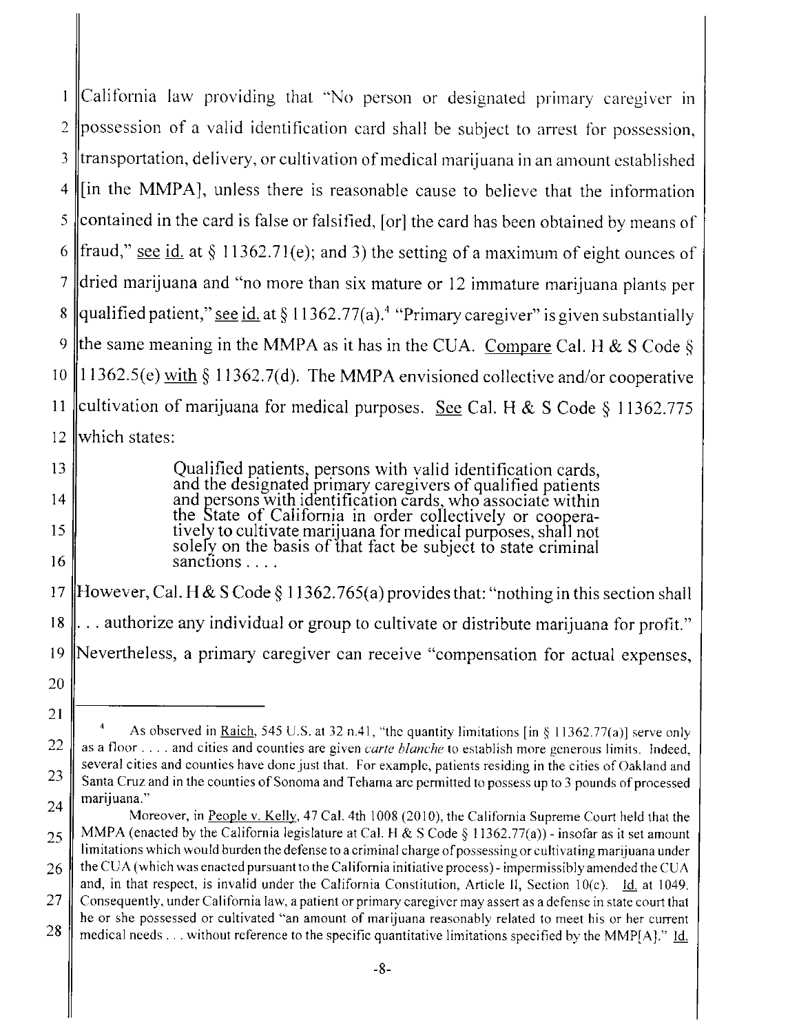California law providing that "No person or designated primary caregiver in possession of a valid identification card shall be subject to arrest for possession, transportation, delivery, or cultivation of medical marijuana in an amount established [in the MMPA], unless there is reasonable cause to believe that the information contained in the card is false or falsified, [or] the card has been obtained by means of fraud," see id. at § 11362.71(e); and 3) the setting of a maximum of eight ounces of dried marijuana and "no more than six mature or 12 immature marijuana plants per qualified patient," see id. at § 11362.77(a).[4] "Primary caregiver" is given substantially the same meaning in the MMPA as it has in the CUA. Compare Cal. H & S Code § 11362.5(e) with § 11362.7(d). The MMPA envisioned collective and/or cooperative cultivation of marijuana for medical purposes. See Cal. H & S Code § 11362.775 which states:

> Qualified patients, persons with valid identification cards, and the designated primary caregivers of qualified patients and persons with identification cards, who associate within the State of California in order collectively or cooperatively to cultivate marijuana for medical purposes, shall not solely on the basis of that fact be subject to state criminal sanctions . . . .

However, Cal. H & S Code § 11362.765(a) provides that: "nothing in this section shall . . . authorize any individual or group to cultivate or distribute marijuana for profit." Nevertheless, a primary caregiver can receive "compensation for actual expenses,

---

[4] As observed in Raich, 545 U.S. at 32 n.41, "the quantity limitations [in § 11362.77(a)] serve only as a floor . . . . and cities and counties are given *carte blanche* to establish more generous limits. Indeed, several cities and counties have done just that. For example, patients residing in the cities of Oakland and Santa Cruz and in the counties of Sonoma and Tehama are permitted to possess up to 3 pounds of processed marijuana."

Moreover, in People v. Kelly, 47 Cal. 4th 1008 (2010), the California Supreme Court held that the MMPA (enacted by the California legislature at Cal. H & S Code § 11362.77(a)) - insofar as it set amount limitations which would burden the defense to a criminal charge of possessing or cultivating marijuana under the CUA (which was enacted pursuant to the California initiative process) - impermissibly amended the CUA and, in that respect, is invalid under the California Constitution, Article II, Section 10(c). Id. at 1049. Consequently, under California law, a patient or primary caregiver may assert as a defense in state court that he or she possessed or cultivated "an amount of marijuana reasonably related to meet his or her current medical needs . . . without reference to the specific quantitative limitations specified by the MMP[A]." Id.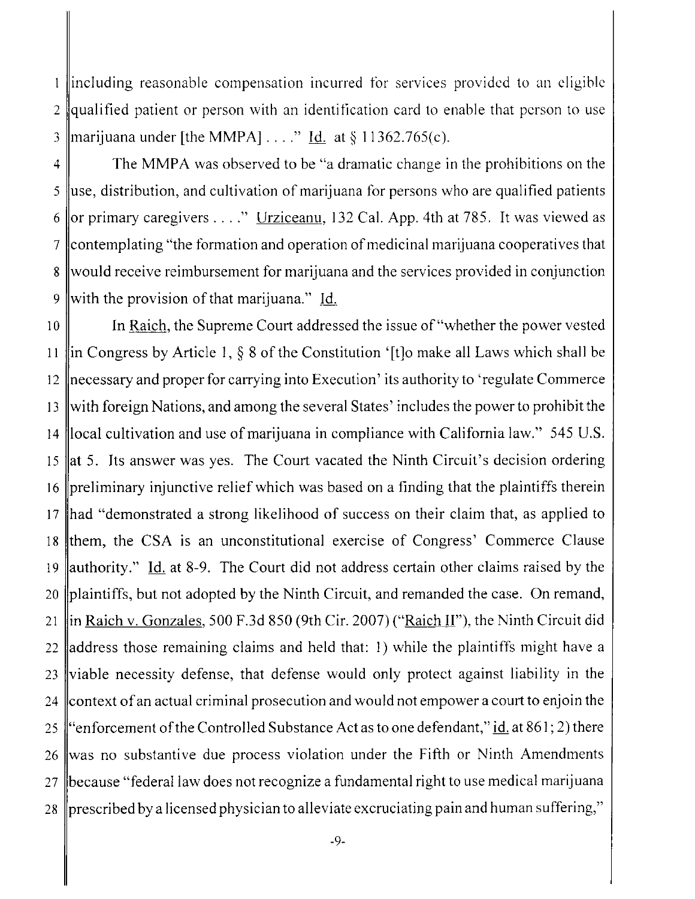including reasonable compensation incurred for services provided to an eligible qualified patient or person with an identification card to enable that person to use marijuana under [the MMPA] . . . ." Id. at § 11362.765(c).

The MMPA was observed to be "a dramatic change in the prohibitions on the use, distribution, and cultivation of marijuana for persons who are qualified patients or primary caregivers . . . ." Urziceanu, 132 Cal. App. 4th at 785. It was viewed as contemplating "the formation and operation of medicinal marijuana cooperatives that would receive reimbursement for marijuana and the services provided in conjunction with the provision of that marijuana." Id.

In Raich, the Supreme Court addressed the issue of "whether the power vested in Congress by Article 1, § 8 of the Constitution '[t]o make all Laws which shall be necessary and proper for carrying into Execution' its authority to 'regulate Commerce with foreign Nations, and among the several States' includes the power to prohibit the local cultivation and use of marijuana in compliance with California law." 545 U.S. at 5. Its answer was yes. The Court vacated the Ninth Circuit's decision ordering preliminary injunctive relief which was based on a finding that the plaintiffs therein had "demonstrated a strong likelihood of success on their claim that, as applied to them, the CSA is an unconstitutional exercise of Congress' Commerce Clause authority." Id. at 8-9. The Court did not address certain other claims raised by the plaintiffs, but not adopted by the Ninth Circuit, and remanded the case. On remand, in Raich v. Gonzales, 500 F.3d 850 (9th Cir. 2007) ("Raich II"), the Ninth Circuit did address those remaining claims and held that: 1) while the plaintiffs might have a viable necessity defense, that defense would only protect against liability in the context of an actual criminal prosecution and would not empower a court to enjoin the "enforcement of the Controlled Substance Act as to one defendant," id. at 861; 2) there was no substantive due process violation under the Fifth or Ninth Amendments because "federal law does not recognize a fundamental right to use medical marijuana prescribed by a licensed physician to alleviate excruciating pain and human suffering,"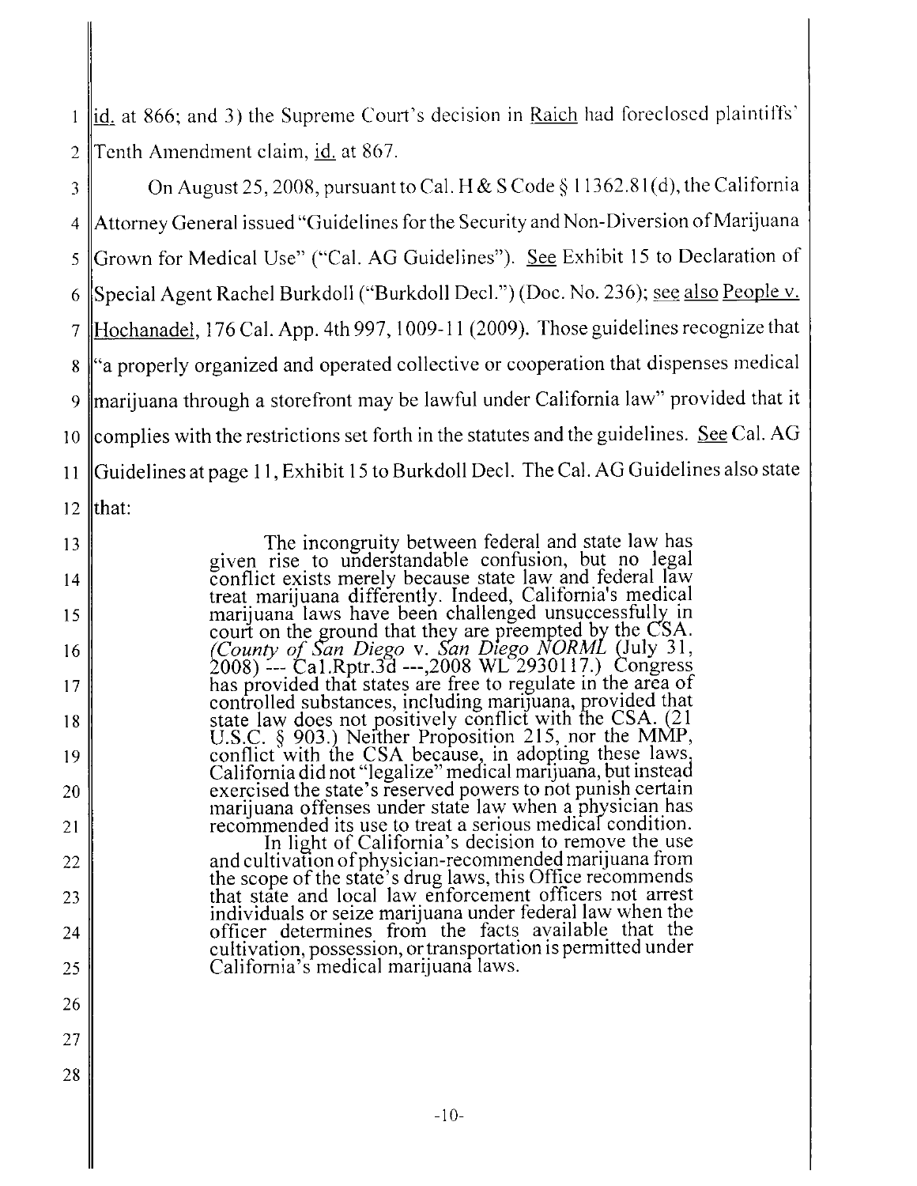id. at 866; and 3) the Supreme Court's decision in Raich had foreclosed plaintiffs' Tenth Amendment claim, id. at 867.

On August 25, 2008, pursuant to Cal. H & S Code § 11362.81(d), the California Attorney General issued "Guidelines for the Security and Non-Diversion of Marijuana Grown for Medical Use" ("Cal. AG Guidelines"). See Exhibit 15 to Declaration of Special Agent Rachel Burkdoll ("Burkdoll Decl.") (Doc. No. 236); see also People v. Hochanadel, 176 Cal. App. 4th 997, 1009-11 (2009). Those guidelines recognize that "a properly organized and operated collective or cooperation that dispenses medical marijuana through a storefront may be lawful under California law" provided that it complies with the restrictions set forth in the statutes and the guidelines. See Cal. AG Guidelines at page 11, Exhibit 15 to Burkdoll Decl. The Cal. AG Guidelines also state that:

> The incongruity between federal and state law has given rise to understandable confusion, but no legal conflict exists merely because state law and federal law treat marijuana differently. Indeed, California's medical marijuana laws have been challenged unsuccessfully in court on the ground that they are preempted by the CSA. (*County of San Diego* v. *San Diego NORML* (July 31, 2008) --- Cal.Rptr.3d ---,2008 WL 2930117.) Congress has provided that states are free to regulate in the area of controlled substances, including marijuana, provided that state law does not positively conflict with the CSA. (21 U.S.C. § 903.) Neither Proposition 215, nor the MMP, conflict with the CSA because, in adopting these laws, California did not "legalize" medical marijuana, but instead exercised the state's reserved powers to not punish certain marijuana offenses under state law when a physician has recommended its use to treat a serious medical condition.
>
> In light of California's decision to remove the use and cultivation of physician-recommended marijuana from the scope of the state's drug laws, this Office recommends that state and local law enforcement officers not arrest individuals or seize marijuana under federal law when the officer determines from the facts available that the cultivation, possession, or transportation is permitted under California's medical marijuana laws.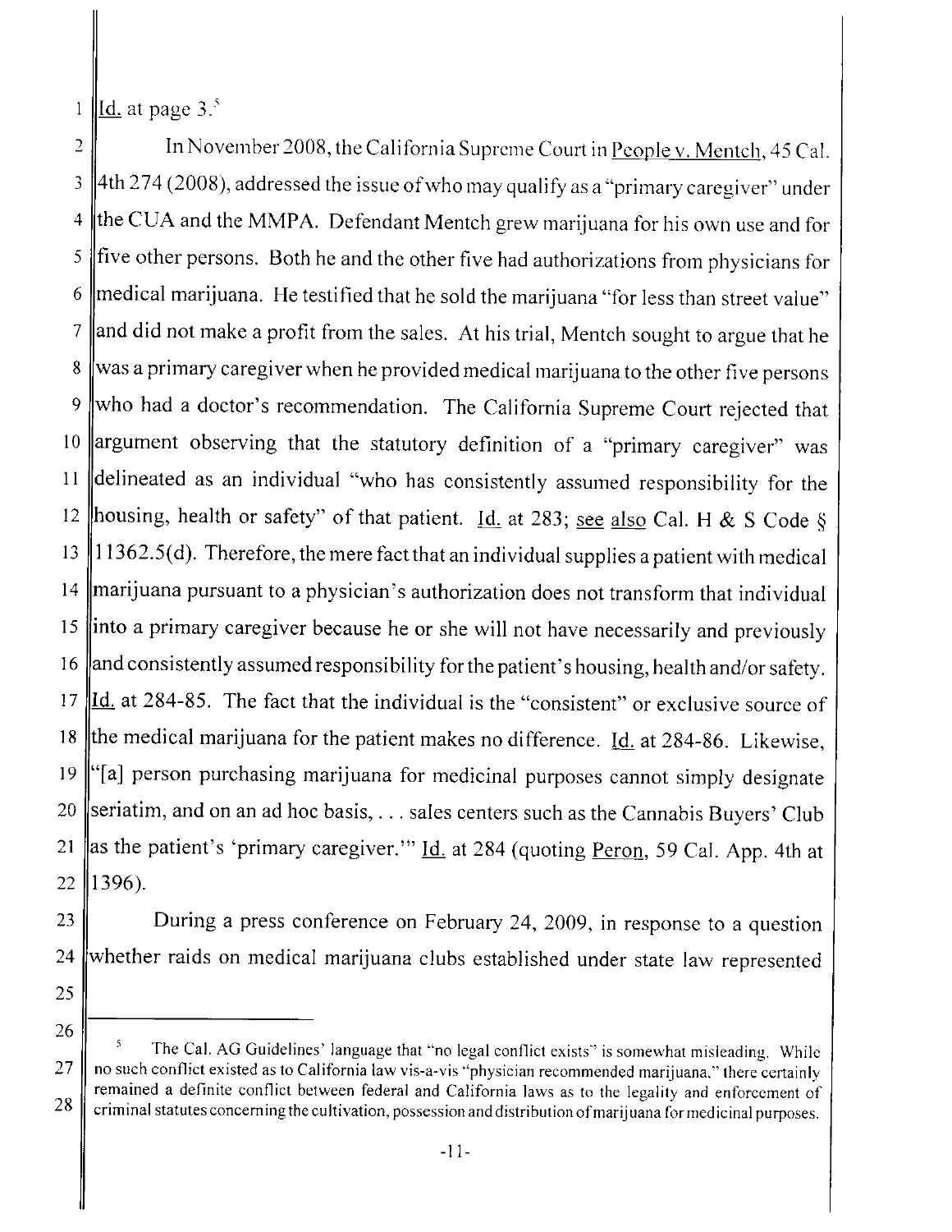Id. at page 3.[5]

In November 2008, the California Supreme Court in People v. Mentch, 45 Cal. 4th 274 (2008), addressed the issue of who may qualify as a "primary caregiver" under the CUA and the MMPA. Defendant Mentch grew marijuana for his own use and for five other persons. Both he and the other five had authorizations from physicians for medical marijuana. He testified that he sold the marijuana "for less than street value" and did not make a profit from the sales. At his trial, Mentch sought to argue that he was a primary caregiver when he provided medical marijuana to the other five persons who had a doctor's recommendation. The California Supreme Court rejected that argument observing that the statutory definition of a "primary caregiver" was delineated as an individual "who has consistently assumed responsibility for the housing, health or safety" of that patient. Id. at 283; see also Cal. H & S Code § 11362.5(d). Therefore, the mere fact that an individual supplies a patient with medical marijuana pursuant to a physician's authorization does not transform that individual into a primary caregiver because he or she will not have necessarily and previously and consistently assumed responsibility for the patient's housing, health and/or safety. Id. at 284-85. The fact that the individual is the "consistent" or exclusive source of the medical marijuana for the patient makes no difference. Id. at 284-86. Likewise, "[a] person purchasing marijuana for medicinal purposes cannot simply designate seriatim, and on an ad hoc basis, . . . sales centers such as the Cannabis Buyers' Club as the patient's 'primary caregiver.'" Id. at 284 (quoting Peron, 59 Cal. App. 4th at 1396).

During a press conference on February 24, 2009, in response to a question whether raids on medical marijuana clubs established under state law represented

---

[5] The Cal. AG Guidelines' language that "no legal conflict exists" is somewhat misleading. While no such conflict existed as to California law vis-a-vis "physician recommended marijuana," there certainly remained a definite conflict between federal and California laws as to the legality and enforcement of criminal statutes concerning the cultivation, possession and distribution of marijuana for medicinal purposes.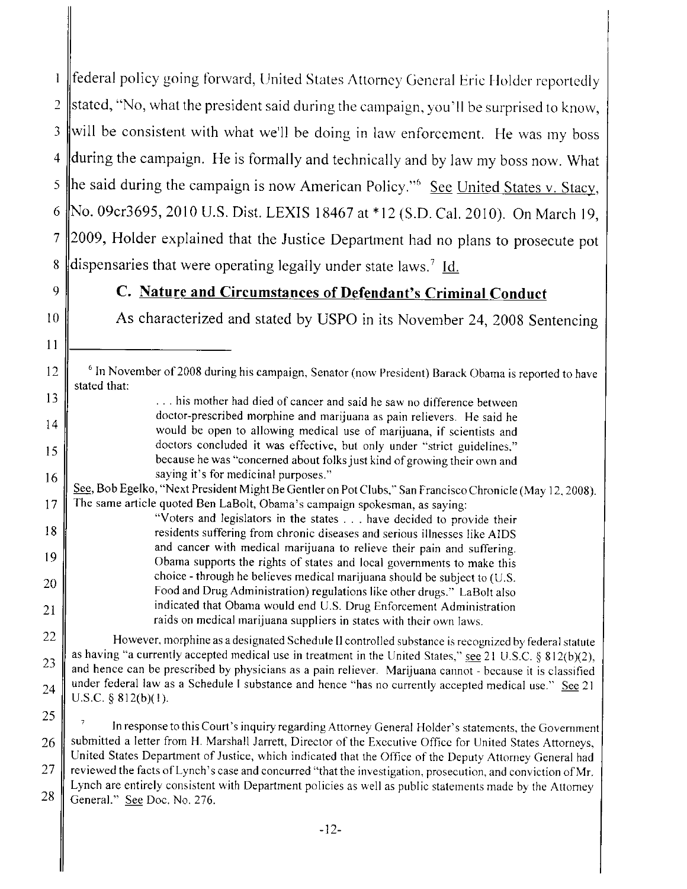federal policy going forward, United States Attorney General Eric Holder reportedly stated, "No, what the president said during the campaign, you'll be surprised to know, will be consistent with what we'll be doing in law enforcement. He was my boss during the campaign. He is formally and technically and by law my boss now. What he said during the campaign is now American Policy."[6] See United States v. Stacy, No. 09cr3695, 2010 U.S. Dist. LEXIS 18467 at *12 (S.D. Cal. 2010). On March 19, 2009, Holder explained that the Justice Department had no plans to prosecute pot dispensaries that were operating legally under state laws.[7] Id.

### C. Nature and Circumstances of Defendant's Criminal Conduct

As characterized and stated by USPO in its November 24, 2008 Sentencing

---

[6] In November of 2008 during his campaign, Senator (now President) Barack Obama is reported to have stated that:

> . . . his mother had died of cancer and said he saw no difference between doctor-prescribed morphine and marijuana as pain relievers. He said he would be open to allowing medical use of marijuana, if scientists and doctors concluded it was effective, but only under "strict guidelines," because he was "concerned about folks just kind of growing their own and saying it's for medicinal purposes."

See, Bob Egelko, "Next President Might Be Gentler on Pot Clubs," San Francisco Chronicle (May 12, 2008). The same article quoted Ben LaBolt, Obama's campaign spokesman, as saying:

> "Voters and legislators in the states . . . have decided to provide their residents suffering from chronic diseases and serious illnesses like AIDS and cancer with medical marijuana to relieve their pain and suffering. Obama supports the rights of states and local governments to make this choice - through he believes medical marijuana should be subject to (U.S. Food and Drug Administration) regulations like other drugs." LaBolt also indicated that Obama would end U.S. Drug Enforcement Administration raids on medical marijuana suppliers in states with their own laws.

However, morphine as a designated Schedule II controlled substance is recognized by federal statute as having "a currently accepted medical use in treatment in the United States," see 21 U.S.C. § 812(b)(2), and hence can be prescribed by physicians as a pain reliever. Marijuana cannot - because it is classified under federal law as a Schedule I substance and hence "has no currently accepted medical use." See 21 U.S.C. § 812(b)(1).

[7] In response to this Court's inquiry regarding Attorney General Holder's statements, the Government submitted a letter from H. Marshall Jarrett, Director of the Executive Office for United States Attorneys, United States Department of Justice, which indicated that the Office of the Deputy Attorney General had reviewed the facts of Lynch's case and concurred "that the investigation, prosecution, and conviction of Mr. Lynch are entirely consistent with Department policies as well as public statements made by the Attorney General." See Doc. No. 276.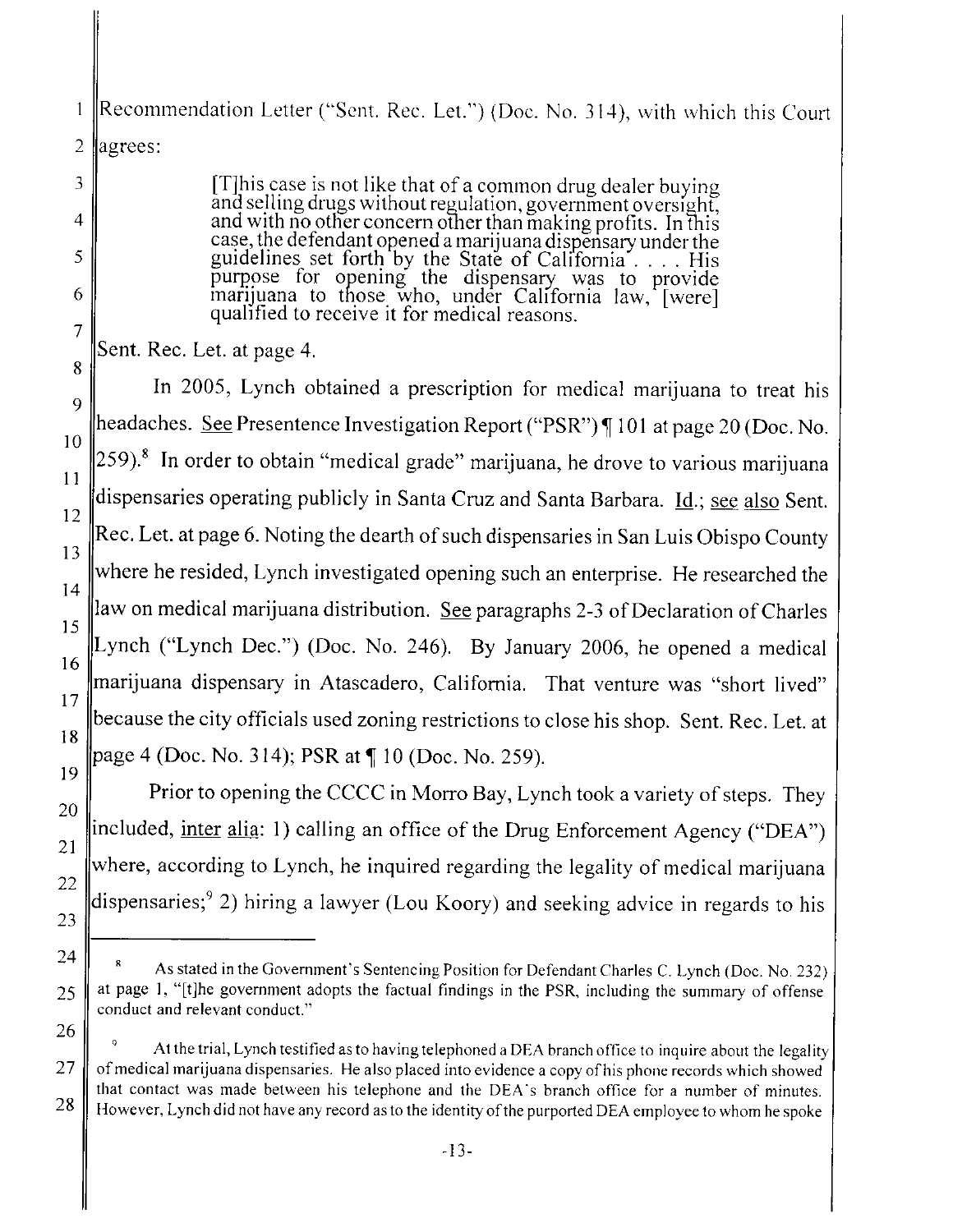Recommendation Letter ("Sent. Rec. Let.") (Doc. No. 314), with which this Court agrees:

> [T]his case is not like that of a common drug dealer buying and selling drugs without regulation, government oversight, and with no other concern other than making profits. In this case, the defendant opened a marijuana dispensary under the guidelines set forth by the State of California . . . . His purpose for opening the dispensary was to provide marijuana to those who, under California law, [were] qualified to receive it for medical reasons.

Sent. Rec. Let. at page 4.

In 2005, Lynch obtained a prescription for medical marijuana to treat his headaches. See Presentence Investigation Report ("PSR") ¶ 101 at page 20 (Doc. No. 259).[8] In order to obtain "medical grade" marijuana, he drove to various marijuana dispensaries operating publicly in Santa Cruz and Santa Barbara. Id.; see also Sent. Rec. Let. at page 6. Noting the dearth of such dispensaries in San Luis Obispo County where he resided, Lynch investigated opening such an enterprise. He researched the law on medical marijuana distribution. See paragraphs 2-3 of Declaration of Charles Lynch ("Lynch Dec.") (Doc. No. 246). By January 2006, he opened a medical marijuana dispensary in Atascadero, California. That venture was "short lived" because the city officials used zoning restrictions to close his shop. Sent. Rec. Let. at page 4 (Doc. No. 314); PSR at ¶ 10 (Doc. No. 259).

Prior to opening the CCCC in Morro Bay, Lynch took a variety of steps. They included, inter alia: 1) calling an office of the Drug Enforcement Agency ("DEA") where, according to Lynch, he inquired regarding the legality of medical marijuana dispensaries;[9] 2) hiring a lawyer (Lou Koory) and seeking advice in regards to his

---

[8] As stated in the Government's Sentencing Position for Defendant Charles C. Lynch (Doc. No. 232) at page 1, "[t]he government adopts the factual findings in the PSR, including the summary of offense conduct and relevant conduct."

[9] At the trial, Lynch testified as to having telephoned a DEA branch office to inquire about the legality of medical marijuana dispensaries. He also placed into evidence a copy of his phone records which showed that contact was made between his telephone and the DEA's branch office for a number of minutes. However, Lynch did not have any record as to the identity of the purported DEA employee to whom he spoke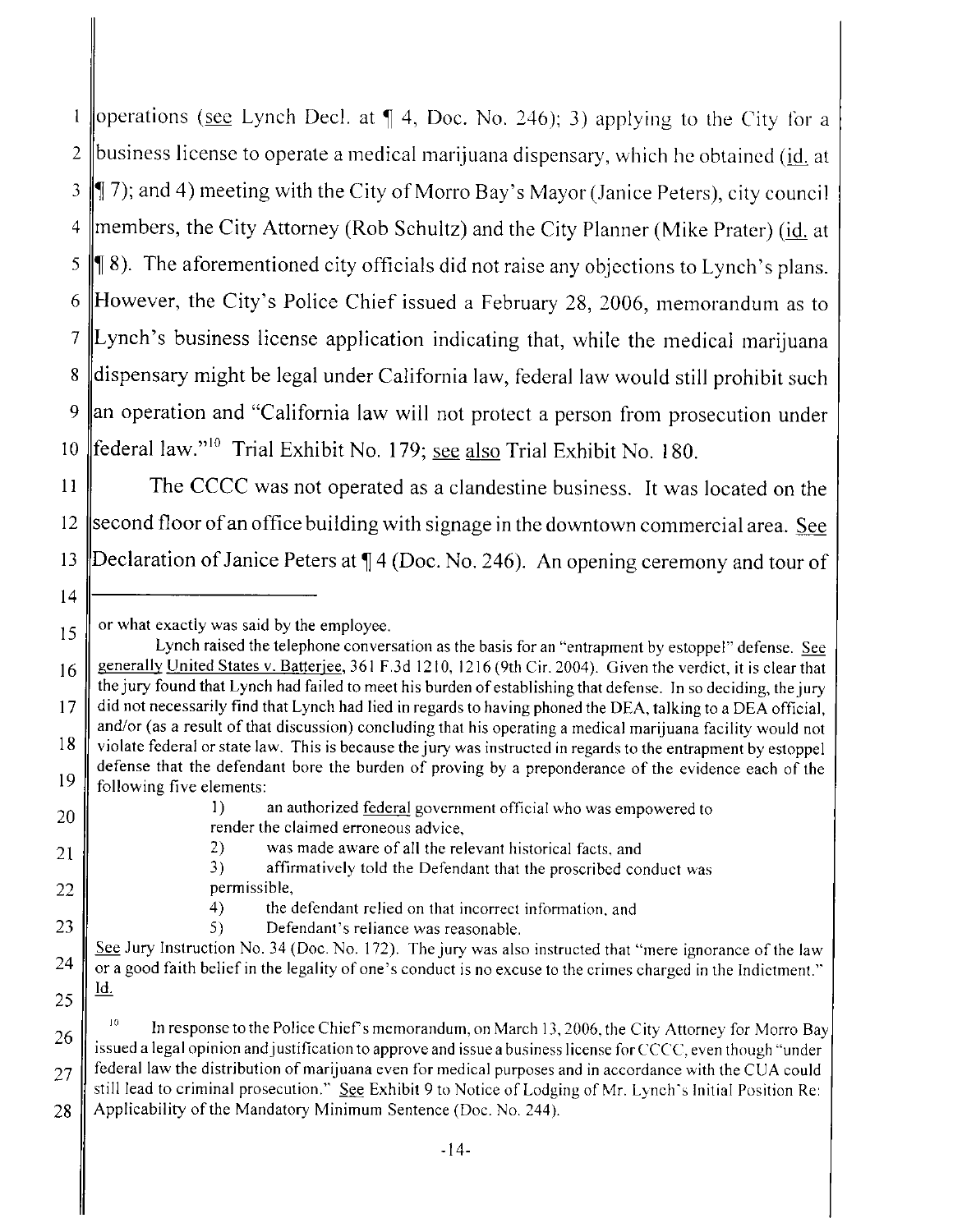operations (see Lynch Decl. at ¶ 4, Doc. No. 246); 3) applying to the City for a business license to operate a medical marijuana dispensary, which he obtained (id. at ¶ 7); and 4) meeting with the City of Morro Bay's Mayor (Janice Peters), city council members, the City Attorney (Rob Schultz) and the City Planner (Mike Prater) (id. at ¶ 8). The aforementioned city officials did not raise any objections to Lynch's plans. However, the City's Police Chief issued a February 28, 2006, memorandum as to Lynch's business license application indicating that, while the medical marijuana dispensary might be legal under California law, federal law would still prohibit such an operation and "California law will not protect a person from prosecution under federal law."[10] Trial Exhibit No. 179; see also Trial Exhibit No. 180.

The CCCC was not operated as a clandestine business. It was located on the second floor of an office building with signage in the downtown commercial area. See Declaration of Janice Peters at ¶ 4 (Doc. No. 246). An opening ceremony and tour of

---

or what exactly was said by the employee.

Lynch raised the telephone conversation as the basis for an "entrapment by estoppel" defense. See generally United States v. Batterjee, 361 F.3d 1210, 1216 (9th Cir. 2004). Given the verdict, it is clear that the jury found that Lynch had failed to meet his burden of establishing that defense. In so deciding, the jury did not necessarily find that Lynch had lied in regards to having phoned the DEA, talking to a DEA official, and/or (as a result of that discussion) concluding that his operating a medical marijuana facility would not violate federal or state law. This is because the jury was instructed in regards to the entrapment by estoppel defense that the defendant bore the burden of proving by a preponderance of the evidence each of the following five elements:

1) an authorized federal government official who was empowered to render the claimed erroneous advice,
2) was made aware of all the relevant historical facts, and
3) affirmatively told the Defendant that the proscribed conduct was permissible,
4) the defendant relied on that incorrect information, and
5) Defendant's reliance was reasonable.

See Jury Instruction No. 34 (Doc. No. 172). The jury was also instructed that "mere ignorance of the law or a good faith belief in the legality of one's conduct is no excuse to the crimes charged in the Indictment." Id.

[10] In response to the Police Chief's memorandum, on March 13, 2006, the City Attorney for Morro Bay issued a legal opinion and justification to approve and issue a business license for CCCC, even though "under federal law the distribution of marijuana even for medical purposes and in accordance with the CUA could still lead to criminal prosecution." See Exhibit 9 to Notice of Lodging of Mr. Lynch's Initial Position Re: Applicability of the Mandatory Minimum Sentence (Doc. No. 244).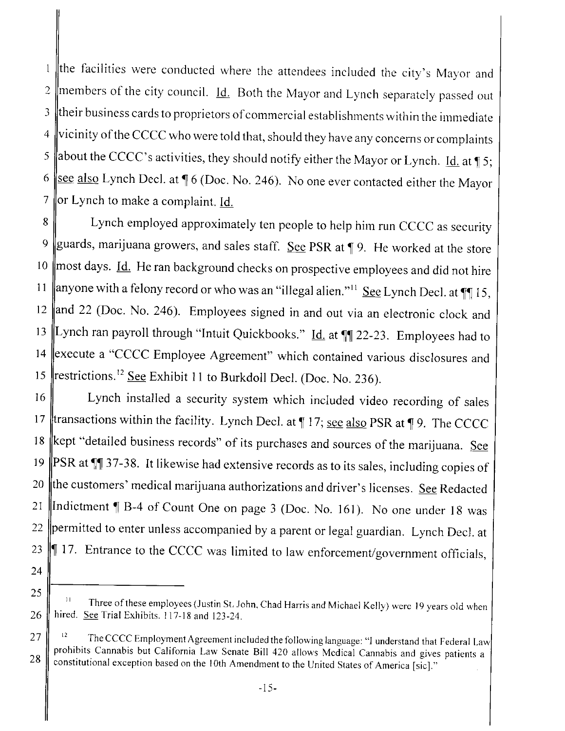the facilities were conducted where the attendees included the city's Mayor and members of the city council. Id. Both the Mayor and Lynch separately passed out their business cards to proprietors of commercial establishments within the immediate vicinity of the CCCC who were told that, should they have any concerns or complaints about the CCCC's activities, they should notify either the Mayor or Lynch. Id. at ¶ 5; see also Lynch Decl. at ¶ 6 (Doc. No. 246). No one ever contacted either the Mayor or Lynch to make a complaint. Id.

Lynch employed approximately ten people to help him run CCCC as security guards, marijuana growers, and sales staff. See PSR at ¶ 9. He worked at the store most days. Id. He ran background checks on prospective employees and did not hire anyone with a felony record or who was an "illegal alien."[11] See Lynch Decl. at ¶¶ 15, and 22 (Doc. No. 246). Employees signed in and out via an electronic clock and Lynch ran payroll through "Intuit Quickbooks." Id. at ¶¶ 22-23. Employees had to execute a "CCCC Employee Agreement" which contained various disclosures and restrictions.[12] See Exhibit 11 to Burkdoll Decl. (Doc. No. 236).

Lynch installed a security system which included video recording of sales transactions within the facility. Lynch Decl. at ¶ 17; see also PSR at ¶ 9. The CCCC kept "detailed business records" of its purchases and sources of the marijuana. See PSR at ¶¶ 37-38. It likewise had extensive records as to its sales, including copies of the customers' medical marijuana authorizations and driver's licenses. See Redacted Indictment ¶ B-4 of Count One on page 3 (Doc. No. 161). No one under 18 was permitted to enter unless accompanied by a parent or legal guardian. Lynch Decl. at ¶ 17. Entrance to the CCCC was limited to law enforcement/government officials,

---

[11] Three of these employees (Justin St. John, Chad Harris and Michael Kelly) were 19 years old when hired. See Trial Exhibits. 117-18 and 123-24.

[12] The CCCC Employment Agreement included the following language: "I understand that Federal Law prohibits Cannabis but California Law Senate Bill 420 allows Medical Cannabis and gives patients a constitutional exception based on the 10th Amendment to the United States of America [sic]."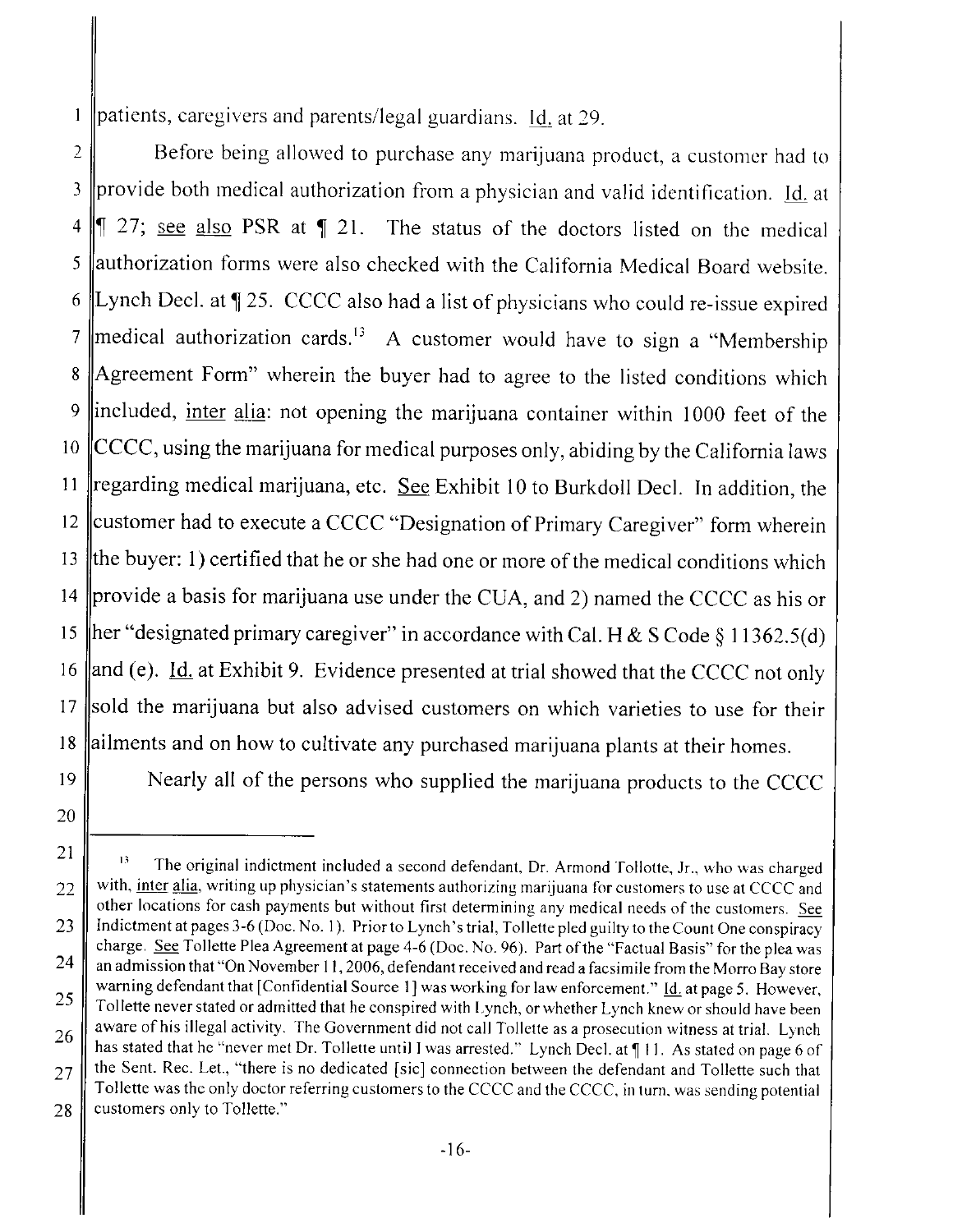patients, caregivers and parents/legal guardians. Id. at 29.

Before being allowed to purchase any marijuana product, a customer had to provide both medical authorization from a physician and valid identification. Id. at ¶ 27; see also PSR at ¶ 21. The status of the doctors listed on the medical authorization forms were also checked with the California Medical Board website. Lynch Decl. at ¶ 25. CCCC also had a list of physicians who could re-issue expired medical authorization cards.[13] A customer would have to sign a "Membership Agreement Form" wherein the buyer had to agree to the listed conditions which included, inter alia: not opening the marijuana container within 1000 feet of the CCCC, using the marijuana for medical purposes only, abiding by the California laws regarding medical marijuana, etc. See Exhibit 10 to Burkdoll Decl. In addition, the customer had to execute a CCCC "Designation of Primary Caregiver" form wherein the buyer: 1) certified that he or she had one or more of the medical conditions which provide a basis for marijuana use under the CUA, and 2) named the CCCC as his or her "designated primary caregiver" in accordance with Cal. H & S Code § 11362.5(d) and (e). Id. at Exhibit 9. Evidence presented at trial showed that the CCCC not only sold the marijuana but also advised customers on which varieties to use for their ailments and on how to cultivate any purchased marijuana plants at their homes.

Nearly all of the persons who supplied the marijuana products to the CCCC

---

[13] The original indictment included a second defendant, Dr. Armond Tollotte, Jr., who was charged with, inter alia, writing up physician's statements authorizing marijuana for customers to use at CCCC and other locations for cash payments but without first determining any medical needs of the customers. See Indictment at pages 3-6 (Doc. No. 1). Prior to Lynch's trial, Tollette pled guilty to the Count One conspiracy charge. See Tollette Plea Agreement at page 4-6 (Doc. No. 96). Part of the "Factual Basis" for the plea was an admission that "On November 11, 2006, defendant received and read a facsimile from the Morro Bay store warning defendant that [Confidential Source 1] was working for law enforcement." Id. at page 5. However, Tollette never stated or admitted that he conspired with Lynch, or whether Lynch knew or should have been aware of his illegal activity. The Government did not call Tollette as a prosecution witness at trial. Lynch has stated that he "never met Dr. Tollette until I was arrested." Lynch Decl. at ¶ 11. As stated on page 6 of the Sent. Rec. Let., "there is no dedicated [sic] connection between the defendant and Tollette such that Tollette was the only doctor referring customers to the CCCC and the CCCC, in turn, was sending potential customers only to Tollette."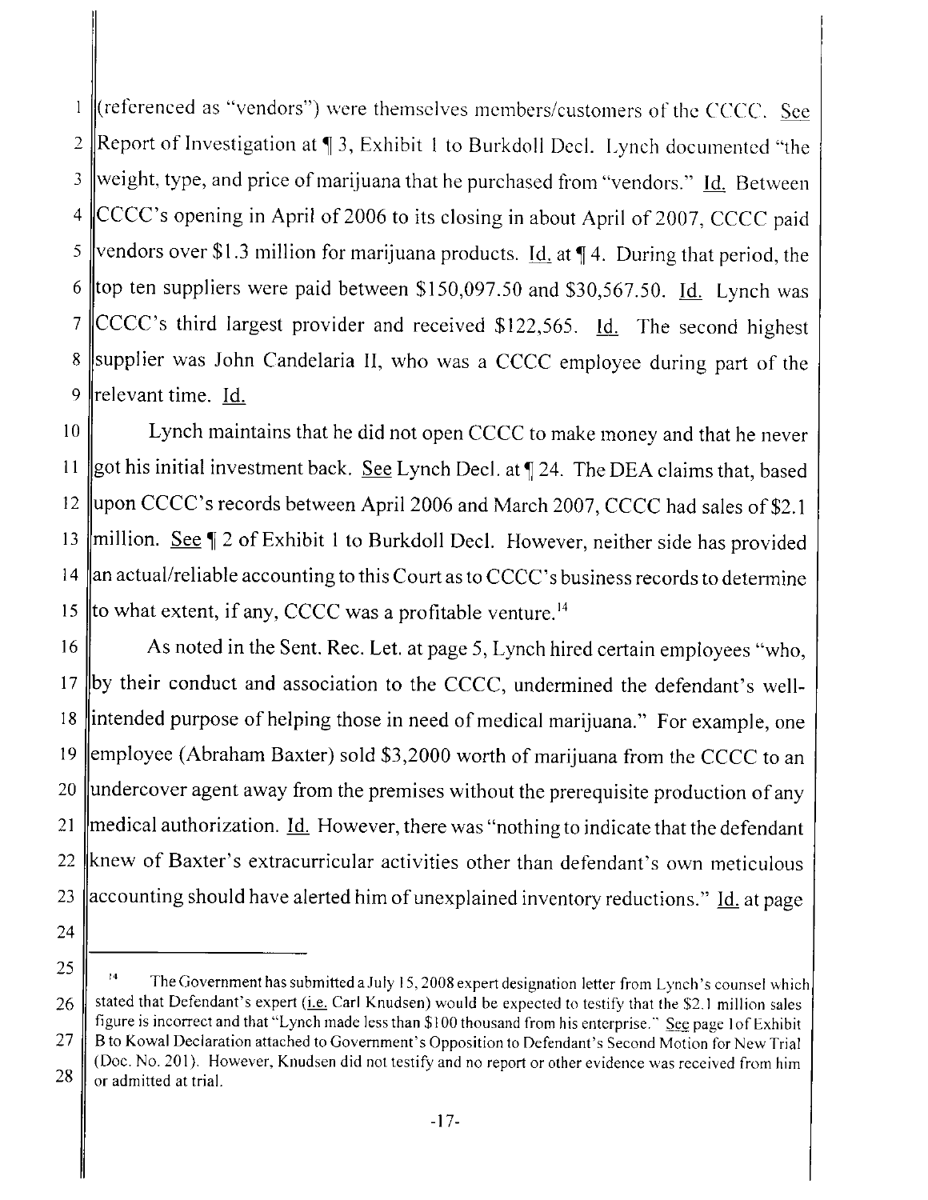(referenced as "vendors") were themselves members/customers of the CCCC. See Report of Investigation at ¶ 3, Exhibit 1 to Burkdoll Decl. Lynch documented "the weight, type, and price of marijuana that he purchased from "vendors." Id. Between CCCC's opening in April of 2006 to its closing in about April of 2007, CCCC paid vendors over $1.3 million for marijuana products. Id. at ¶ 4. During that period, the top ten suppliers were paid between $150,097.50 and $30,567.50. Id. Lynch was CCCC's third largest provider and received $122,565. Id. The second highest supplier was John Candelaria II, who was a CCCC employee during part of the relevant time. Id.

Lynch maintains that he did not open CCCC to make money and that he never got his initial investment back. See Lynch Decl. at ¶ 24. The DEA claims that, based upon CCCC's records between April 2006 and March 2007, CCCC had sales of $2.1 million. See ¶ 2 of Exhibit 1 to Burkdoll Decl. However, neither side has provided an actual/reliable accounting to this Court as to CCCC's business records to determine to what extent, if any, CCCC was a profitable venture.[14]

As noted in the Sent. Rec. Let. at page 5, Lynch hired certain employees "who, by their conduct and association to the CCCC, undermined the defendant's well-intended purpose of helping those in need of medical marijuana." For example, one employee (Abraham Baxter) sold $3,2000 worth of marijuana from the CCCC to an undercover agent away from the premises without the prerequisite production of any medical authorization. Id. However, there was "nothing to indicate that the defendant knew of Baxter's extracurricular activities other than defendant's own meticulous accounting should have alerted him of unexplained inventory reductions." Id. at page

---

[14] The Government has submitted a July 15, 2008 expert designation letter from Lynch's counsel which stated that Defendant's expert (i.e. Carl Knudsen) would be expected to testify that the $2.1 million sales figure is incorrect and that "Lynch made less than $100 thousand from his enterprise." See page 1 of Exhibit B to Kowal Declaration attached to Government's Opposition to Defendant's Second Motion for New Trial (Doc. No. 201). However, Knudsen did not testify and no report or other evidence was received from him or admitted at trial.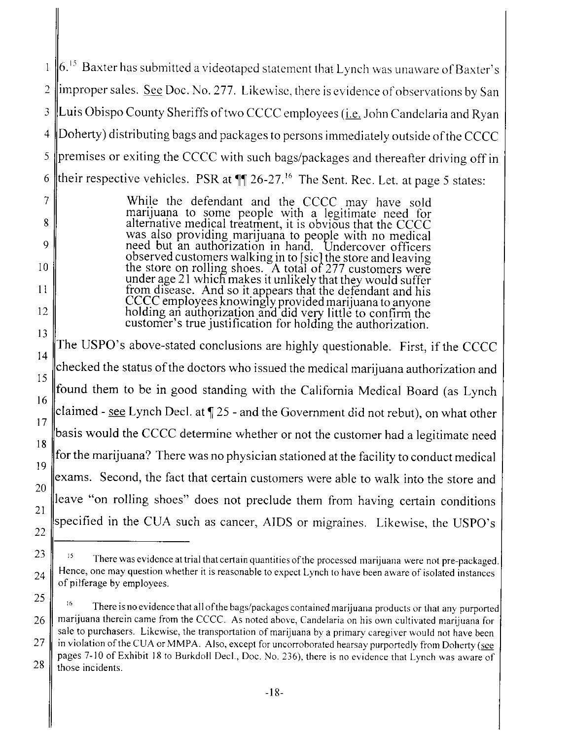6.[15] Baxter has submitted a videotaped statement that Lynch was unaware of Baxter's improper sales. See Doc. No. 277. Likewise, there is evidence of observations by San Luis Obispo County Sheriffs of two CCCC employees (i.e. John Candelaria and Ryan Doherty) distributing bags and packages to persons immediately outside of the CCCC premises or exiting the CCCC with such bags/packages and thereafter driving off in their respective vehicles. PSR at ¶¶ 26-27.[16] The Sent. Rec. Let. at page 5 states:

> While the defendant and the CCCC may have sold marijuana to some people with a legitimate need for alternative medical treatment, it is obvious that the CCCC was also providing marijuana to people with no medical need but an authorization in hand. Undercover officers observed customers walking in to [sic] the store and leaving the store on rolling shoes. A total of 277 customers were under age 21 which makes it unlikely that they would suffer from disease. And so it appears that the defendant and his CCCC employees knowingly provided marijuana to anyone holding an authorization and did very little to confirm the customer's true justification for holding the authorization.

The USPO's above-stated conclusions are highly questionable. First, if the CCCC checked the status of the doctors who issued the medical marijuana authorization and found them to be in good standing with the California Medical Board (as Lynch claimed - see Lynch Decl. at ¶ 25 - and the Government did not rebut), on what other basis would the CCCC determine whether or not the customer had a legitimate need for the marijuana? There was no physician stationed at the facility to conduct medical exams. Second, the fact that certain customers were able to walk into the store and leave "on rolling shoes" does not preclude them from having certain conditions specified in the CUA such as cancer, AIDS or migraines. Likewise, the USPO's

---

[15] There was evidence at trial that certain quantities of the processed marijuana were not pre-packaged. Hence, one may question whether it is reasonable to expect Lynch to have been aware of isolated instances of pilferage by employees.

[16] There is no evidence that all of the bags/packages contained marijuana products or that any purported marijuana therein came from the CCCC. As noted above, Candelaria on his own cultivated marijuana for sale to purchasers. Likewise, the transportation of marijuana by a primary caregiver would not have been in violation of the CUA or MMPA. Also, except for uncorroborated hearsay purportedly from Doherty (see pages 7-10 of Exhibit 18 to Burkdoll Decl., Doc. No. 236), there is no evidence that Lynch was aware of those incidents.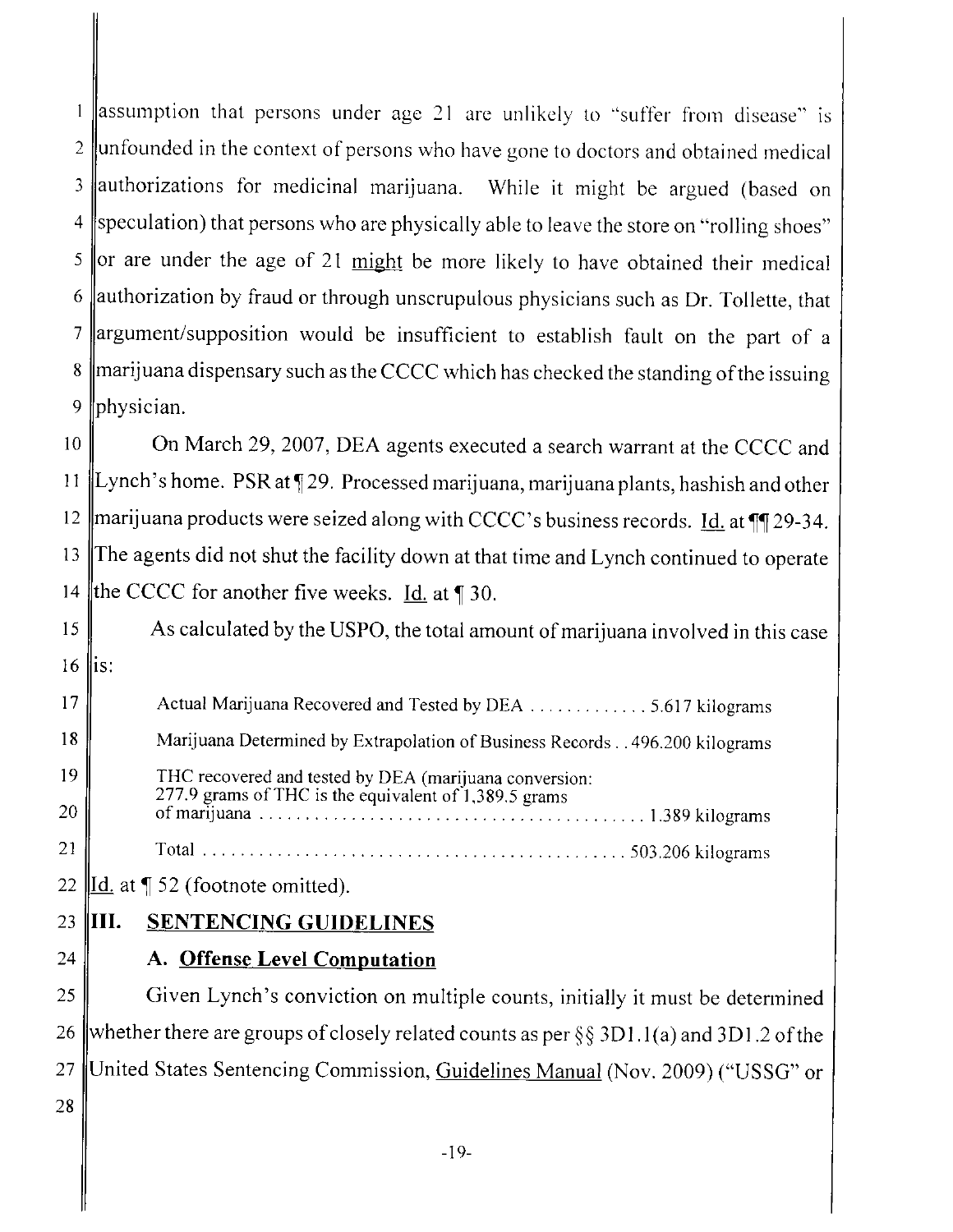assumption that persons under age 21 are unlikely to "suffer from disease" is unfounded in the context of persons who have gone to doctors and obtained medical authorizations for medicinal marijuana. While it might be argued (based on speculation) that persons who are physically able to leave the store on "rolling shoes" or are under the age of 21 might be more likely to have obtained their medical authorization by fraud or through unscrupulous physicians such as Dr. Tollette, that argument/supposition would be insufficient to establish fault on the part of a marijuana dispensary such as the CCCC which has checked the standing of the issuing physician.

On March 29, 2007, DEA agents executed a search warrant at the CCCC and Lynch's home. PSR at ¶ 29. Processed marijuana, marijuana plants, hashish and other marijuana products were seized along with CCCC's business records. Id. at ¶¶ 29-34. The agents did not shut the facility down at that time and Lynch continued to operate the CCCC for another five weeks. Id. at ¶ 30.

As calculated by the USPO, the total amount of marijuana involved in this case is:

| | |
|---|---|
| Actual Marijuana Recovered and Tested by DEA | 5.617 kilograms |
| Marijuana Determined by Extrapolation of Business Records | 496.200 kilograms |
| THC recovered and tested by DEA (marijuana conversion: 277.9 grams of THC is the equivalent of 1,389.5 grams of marijuana | 1.389 kilograms |
| Total | 503.206 kilograms |

Id. at ¶ 52 (footnote omitted).

## III. SENTENCING GUIDELINES

### A. Offense Level Computation

Given Lynch's conviction on multiple counts, initially it must be determined whether there are groups of closely related counts as per §§ 3D1.1(a) and 3D1.2 of the United States Sentencing Commission, Guidelines Manual (Nov. 2009) ("USSG" or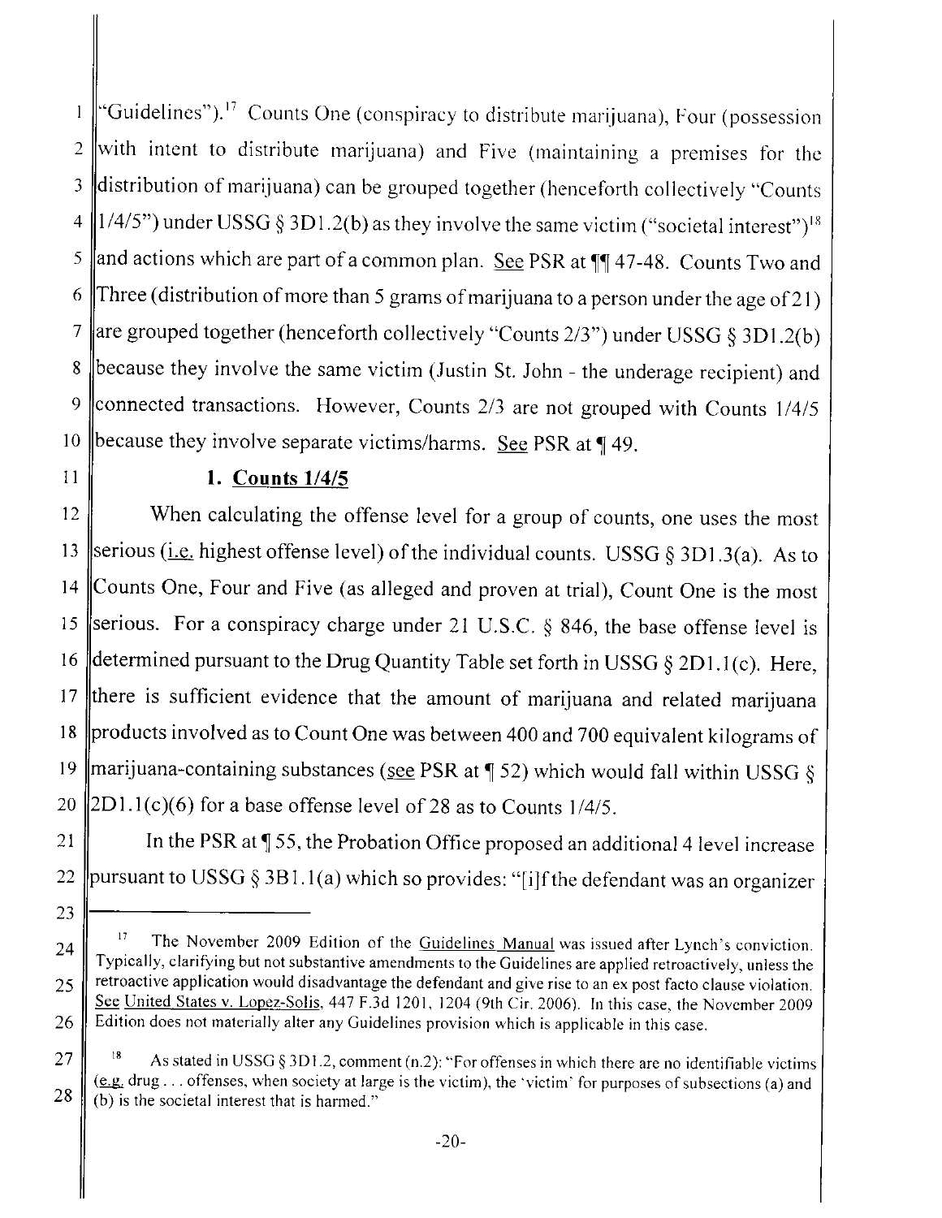"Guidelines").[17] Counts One (conspiracy to distribute marijuana), Four (possession with intent to distribute marijuana) and Five (maintaining a premises for the distribution of marijuana) can be grouped together (henceforth collectively "Counts 1/4/5") under USSG § 3D1.2(b) as they involve the same victim ("societal interest")[18] and actions which are part of a common plan. See PSR at ¶¶ 47-48. Counts Two and Three (distribution of more than 5 grams of marijuana to a person under the age of 21) are grouped together (henceforth collectively "Counts 2/3") under USSG § 3D1.2(b) because they involve the same victim (Justin St. John - the underage recipient) and connected transactions. However, Counts 2/3 are not grouped with Counts 1/4/5 because they involve separate victims/harms. See PSR at ¶ 49.

**1. Counts 1/4/5**

When calculating the offense level for a group of counts, one uses the most serious (i.e. highest offense level) of the individual counts. USSG § 3D1.3(a). As to Counts One, Four and Five (as alleged and proven at trial), Count One is the most serious. For a conspiracy charge under 21 U.S.C. § 846, the base offense level is determined pursuant to the Drug Quantity Table set forth in USSG § 2D1.1(c). Here, there is sufficient evidence that the amount of marijuana and related marijuana products involved as to Count One was between 400 and 700 equivalent kilograms of marijuana-containing substances (see PSR at ¶ 52) which would fall within USSG § 2D1.1(c)(6) for a base offense level of 28 as to Counts 1/4/5.

In the PSR at ¶ 55, the Probation Office proposed an additional 4 level increase pursuant to USSG § 3B1.1(a) which so provides: "[i]f the defendant was an organizer

---

[17] The November 2009 Edition of the Guidelines Manual was issued after Lynch's conviction. Typically, clarifying but not substantive amendments to the Guidelines are applied retroactively, unless the retroactive application would disadvantage the defendant and give rise to an ex post facto clause violation. See United States v. Lopez-Solis, 447 F.3d 1201, 1204 (9th Cir. 2006). In this case, the November 2009 Edition does not materially alter any Guidelines provision which is applicable in this case.

[18] As stated in USSG § 3D1.2, comment (n.2): "For offenses in which there are no identifiable victims (e.g. drug . . . offenses, when society at large is the victim), the 'victim' for purposes of subsections (a) and (b) is the societal interest that is harmed."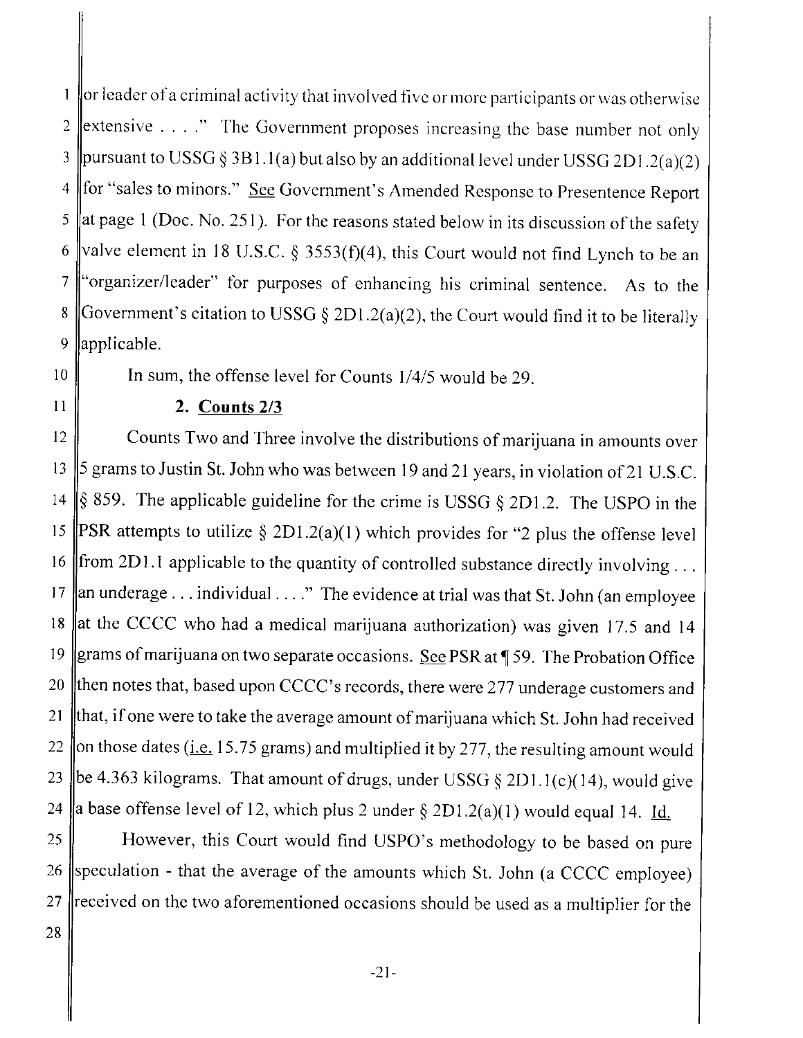or leader of a criminal activity that involved five or more participants or was otherwise extensive . . . ." The Government proposes increasing the base number not only pursuant to USSG § 3B1.1(a) but also by an additional level under USSG 2D1.2(a)(2) for "sales to minors." See Government's Amended Response to Presentence Report at page 1 (Doc. No. 251). For the reasons stated below in its discussion of the safety valve element in 18 U.S.C. § 3553(f)(4), this Court would not find Lynch to be an "organizer/leader" for purposes of enhancing his criminal sentence. As to the Government's citation to USSG § 2D1.2(a)(2), the Court would find it to be literally applicable.

In sum, the offense level for Counts 1/4/5 would be 29.

**2. Counts 2/3**

Counts Two and Three involve the distributions of marijuana in amounts over 5 grams to Justin St. John who was between 19 and 21 years, in violation of 21 U.S.C. § 859. The applicable guideline for the crime is USSG § 2D1.2. The USPO in the PSR attempts to utilize § 2D1.2(a)(1) which provides for "2 plus the offense level from 2D1.1 applicable to the quantity of controlled substance directly involving . . . an underage . . . individual . . . ." The evidence at trial was that St. John (an employee at the CCCC who had a medical marijuana authorization) was given 17.5 and 14 grams of marijuana on two separate occasions. See PSR at ¶ 59. The Probation Office then notes that, based upon CCCC's records, there were 277 underage customers and that, if one were to take the average amount of marijuana which St. John had received on those dates (i.e. 15.75 grams) and multiplied it by 277, the resulting amount would be 4.363 kilograms. That amount of drugs, under USSG § 2D1.1(c)(14), would give a base offense level of 12, which plus 2 under § 2D1.2(a)(1) would equal 14. Id.

However, this Court would find USPO's methodology to be based on pure speculation - that the average of the amounts which St. John (a CCCC employee) received on the two aforementioned occasions should be used as a multiplier for the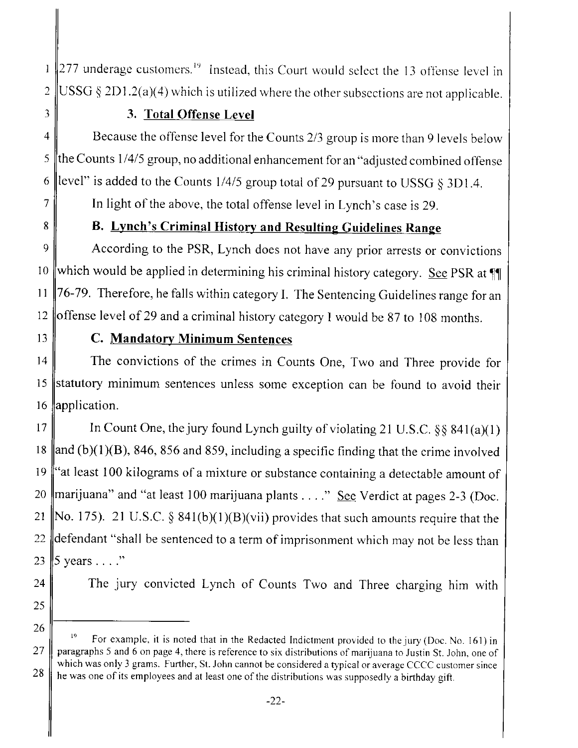277 underage customers.[19] Instead, this Court would select the 13 offense level in USSG § 2D1.2(a)(4) which is utilized where the other subsections are not applicable.

### 3. Total Offense Level

Because the offense level for the Counts 2/3 group is more than 9 levels below the Counts 1/4/5 group, no additional enhancement for an "adjusted combined offense level" is added to the Counts 1/4/5 group total of 29 pursuant to USSG § 3D1.4.

In light of the above, the total offense level in Lynch's case is 29.

## B. Lynch's Criminal History and Resulting Guidelines Range

According to the PSR, Lynch does not have any prior arrests or convictions which would be applied in determining his criminal history category. See PSR at ¶¶ 76-79. Therefore, he falls within category I. The Sentencing Guidelines range for an offense level of 29 and a criminal history category I would be 87 to 108 months.

## C. Mandatory Minimum Sentences

The convictions of the crimes in Counts One, Two and Three provide for statutory minimum sentences unless some exception can be found to avoid their application.

In Count One, the jury found Lynch guilty of violating 21 U.S.C. §§ 841(a)(1) and (b)(1)(B), 846, 856 and 859, including a specific finding that the crime involved "at least 100 kilograms of a mixture or substance containing a detectable amount of marijuana" and "at least 100 marijuana plants . . . ." See Verdict at pages 2-3 (Doc. No. 175). 21 U.S.C. § 841(b)(1)(B)(vii) provides that such amounts require that the defendant "shall be sentenced to a term of imprisonment which may not be less than 5 years . . . ."

The jury convicted Lynch of Counts Two and Three charging him with

---

[19] For example, it is noted that in the Redacted Indictment provided to the jury (Doc. No. 161) in paragraphs 5 and 6 on page 4, there is reference to six distributions of marijuana to Justin St. John, one of which was only 3 grams. Further, St. John cannot be considered a typical or average CCCC customer since he was one of its employees and at least one of the distributions was supposedly a birthday gift.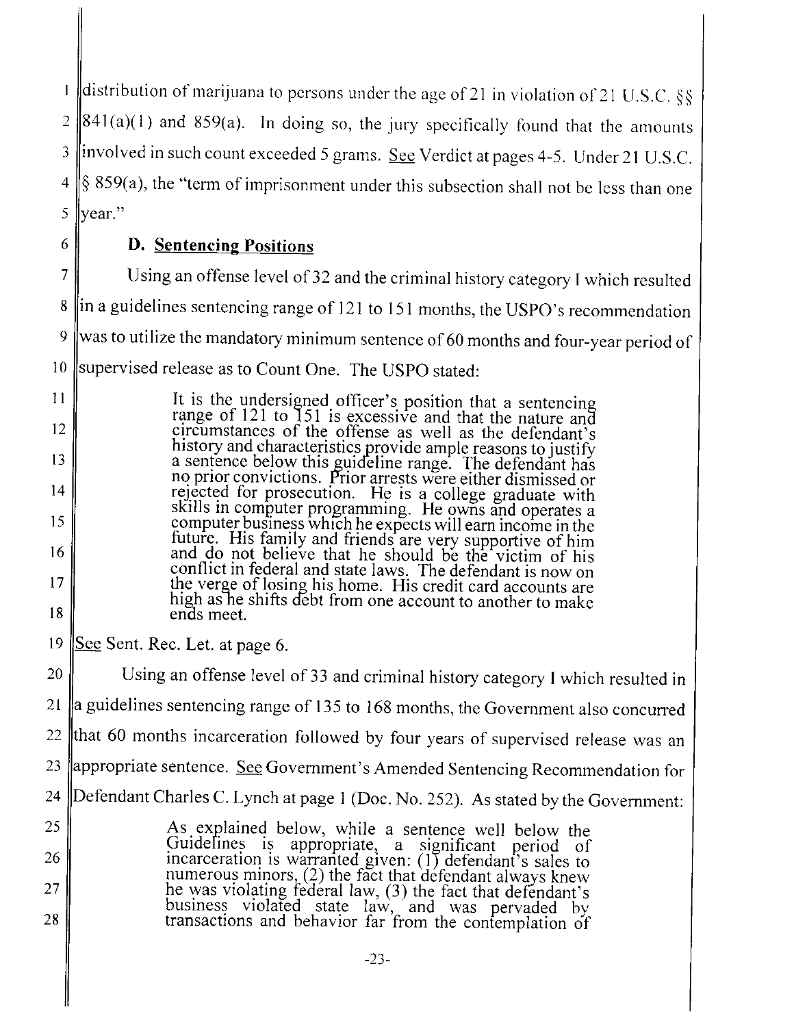distribution of marijuana to persons under the age of 21 in violation of 21 U.S.C. §§ 841(a)(1) and 859(a). In doing so, the jury specifically found that the amounts involved in such count exceeded 5 grams. See Verdict at pages 4-5. Under 21 U.S.C. § 859(a), the "term of imprisonment under this subsection shall not be less than one year."

### D. Sentencing Positions

Using an offense level of 32 and the criminal history category I which resulted in a guidelines sentencing range of 121 to 151 months, the USPO's recommendation was to utilize the mandatory minimum sentence of 60 months and four-year period of supervised release as to Count One. The USPO stated:

> It is the undersigned officer's position that a sentencing range of 121 to 151 is excessive and that the nature and circumstances of the offense as well as the defendant's history and characteristics provide ample reasons to justify a sentence below this guideline range. The defendant has no prior convictions. Prior arrests were either dismissed or rejected for prosecution. He is a college graduate with skills in computer programming. He owns and operates a computer business which he expects will earn income in the future. His family and friends are very supportive of him and do not believe that he should be the victim of his conflict in federal and state laws. The defendant is now on the verge of losing his home. His credit card accounts are high as he shifts debt from one account to another to make ends meet.

See Sent. Rec. Let. at page 6.

Using an offense level of 33 and criminal history category I which resulted in a guidelines sentencing range of 135 to 168 months, the Government also concurred that 60 months incarceration followed by four years of supervised release was an appropriate sentence. See Government's Amended Sentencing Recommendation for Defendant Charles C. Lynch at page 1 (Doc. No. 252). As stated by the Government:

> As explained below, while a sentence well below the Guidelines is appropriate, a significant period of incarceration is warranted given: (1) defendant's sales to numerous minors, (2) the fact that defendant always knew he was violating federal law, (3) the fact that defendant's business violated state law, and was pervaded by transactions and behavior far from the contemplation of